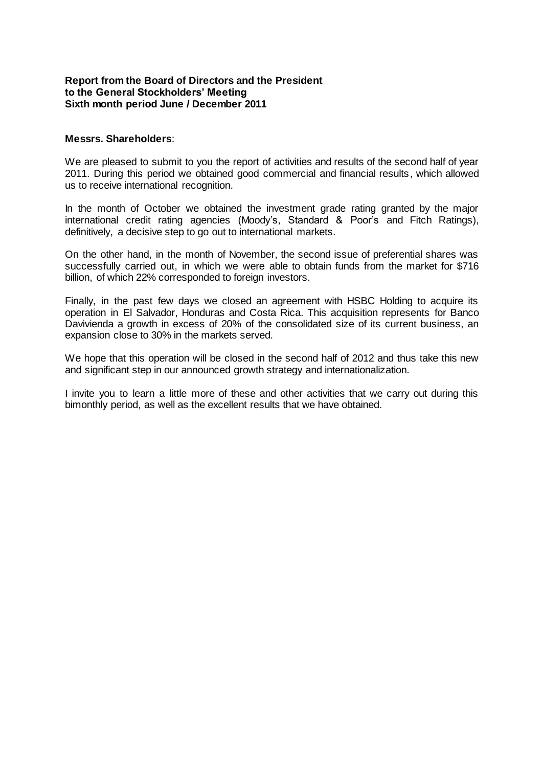**Report from the Board of Directors and the President to the General Stockholders' Meeting Sixth month period June / December 2011**

**Messrs. Shareholders**:

We are pleased to submit to you the report of activities and results of the second half of year 2011. During this period we obtained good commercial and financial results, which allowed us to receive international recognition.

In the month of October we obtained the investment grade rating granted by the major international credit rating agencies (Moody's, Standard & Poor's and Fitch Ratings), definitively, a decisive step to go out to international markets.

On the other hand, in the month of November, the second issue of preferential shares was successfully carried out, in which we were able to obtain funds from the market for $716 billion, of which 22% corresponded to foreign investors.

Finally, in the past few days we closed an agreement with HSBC Holding to acquire its operation in El Salvador, Honduras and Costa Rica. This acquisition represents for Banco Davivienda a growth in excess of 20% of the consolidated size of its current business, an expansion close to 30% in the markets served.

We hope that this operation will be closed in the second half of 2012 and thus take this new and significant step in our announced growth strategy and internationalization.

I invite you to learn a little more of these and other activities that we carry out during this bimonthly period, as well as the excellent results that we have obtained.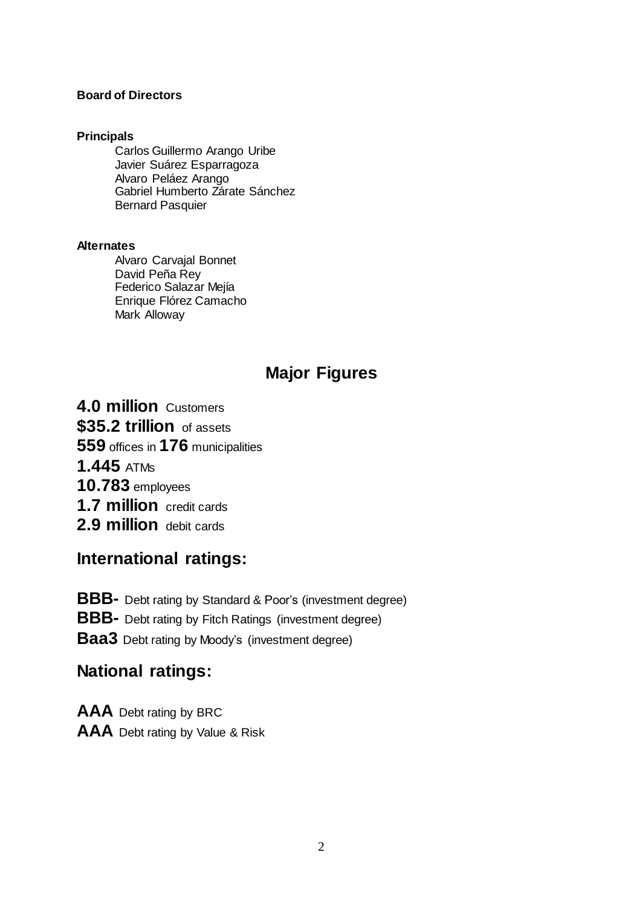**Board of Directors**

**Principals**

Carlos Guillermo Arango Uribe
Javier Suárez Esparragoza
Alvaro Peláez Arango
Gabriel Humberto Zárate Sánchez
Bernard Pasquier

**Alternates**

Alvaro Carvajal Bonnet
David Peña Rey
Federico Salazar Mejía
Enrique Flórez Camacho
Mark Alloway

## Major Figures

**4.0 million** Customers
**$35.2 trillion** of assets
**559** offices in **176** municipalities
**1.445** ATMs
**10.783** employees
**1.7 million** credit cards
**2.9 million** debit cards

## International ratings:

**BBB-** Debt rating by Standard & Poor's (investment degree)
**BBB-** Debt rating by Fitch Ratings (investment degree)
**Baa3** Debt rating by Moody's (investment degree)

## National ratings:

**AAA** Debt rating by BRC
**AAA** Debt rating by Value & Risk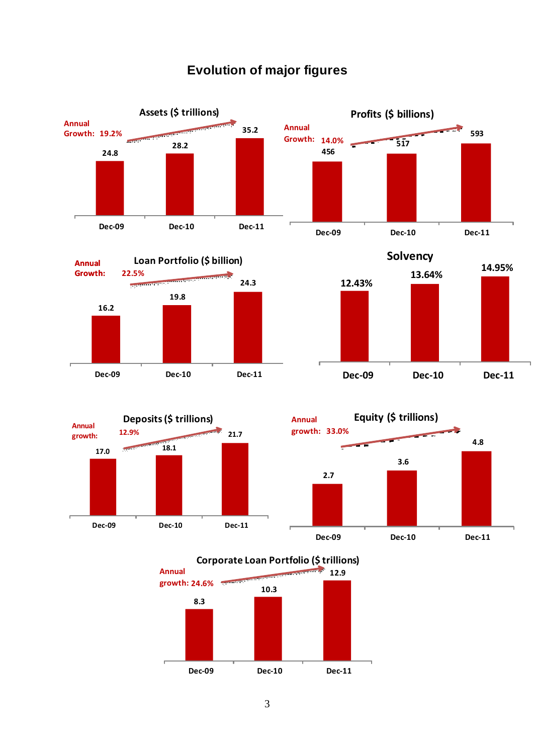# Evolution of major figures

**Assets ($ trillions)** — Annual Growth: 19.2%

| Dec-09 | Dec-10 | Dec-11 |
|---|---|---|
| 24.8 | 28.2 | 35.2 |

**Profits ($ billions)** — Annual Growth: 14.0%

| Dec-09 | Dec-10 | Dec-11 |
|---|---|---|
| 456 | 517 | 593 |

**Loan Portfolio ($ billion)** — Annual Growth: 22.5%

| Dec-09 | Dec-10 | Dec-11 |
|---|---|---|
| 16.2 | 19.8 | 24.3 |

**Solvency**

| Dec-09 | Dec-10 | Dec-11 |
|---|---|---|
| 12.43% | 13.64% | 14.95% |

**Deposits ($ trillions)** — Annual growth: 12.9%

| Dec-09 | Dec-10 | Dec-11 |
|---|---|---|
| 17.0 | 18.1 | 21.7 |

**Equity ($ trillions)** — Annual growth: 33.0%

| Dec-09 | Dec-10 | Dec-11 |
|---|---|---|
| 2.7 | 3.6 | 4.8 |

**Corporate Loan Portfolio ($ trillions)** — Annual growth: 24.6%

| Dec-09 | Dec-10 | Dec-11 |
|---|---|---|
| 8.3 | 10.3 | 12.9 |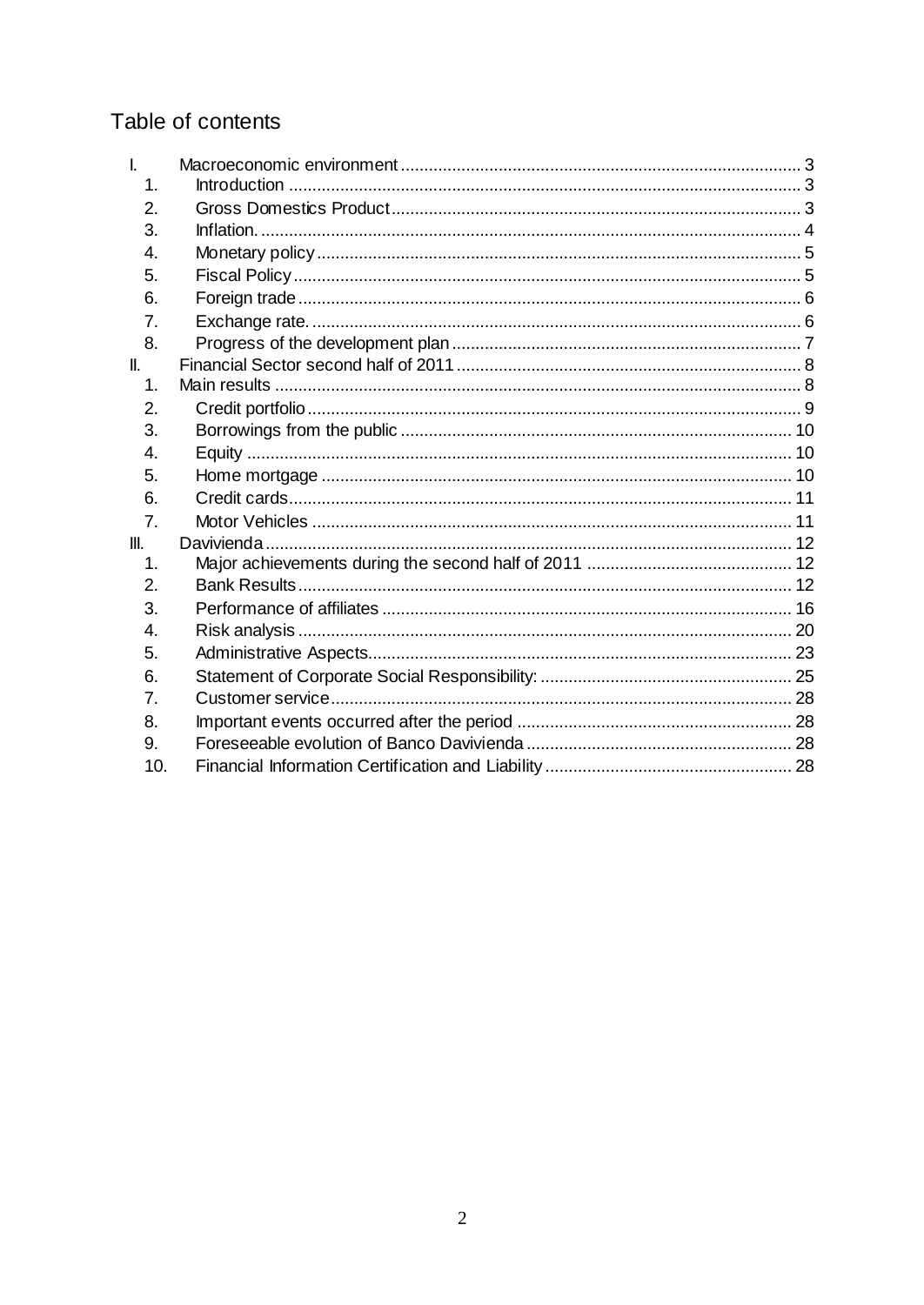## Table of contents

- I. Macroeconomic environment ... 3
  1. Introduction ... 3
  2. Gross Domestics Product ... 3
  3. Inflation. ... 4
  4. Monetary policy ... 5
  5. Fiscal Policy ... 5
  6. Foreign trade ... 6
  7. Exchange rate. ... 6
  8. Progress of the development plan ... 7
- II. Financial Sector second half of 2011 ... 8
  1. Main results ... 8
  2. Credit portfolio ... 9
  3. Borrowings from the public ... 10
  4. Equity ... 10
  5. Home mortgage ... 10
  6. Credit cards ... 11
  7. Motor Vehicles ... 11
- III. Davivienda ... 12
  1. Major achievements during the second half of 2011 ... 12
  2. Bank Results ... 12
  3. Performance of affiliates ... 16
  4. Risk analysis ... 20
  5. Administrative Aspects ... 23
  6. Statement of Corporate Social Responsibility: ... 25
  7. Customer service ... 28
  8. Important events occurred after the period ... 28
  9. Foreseeable evolution of Banco Davivienda ... 28
  10. Financial Information Certification and Liability ... 28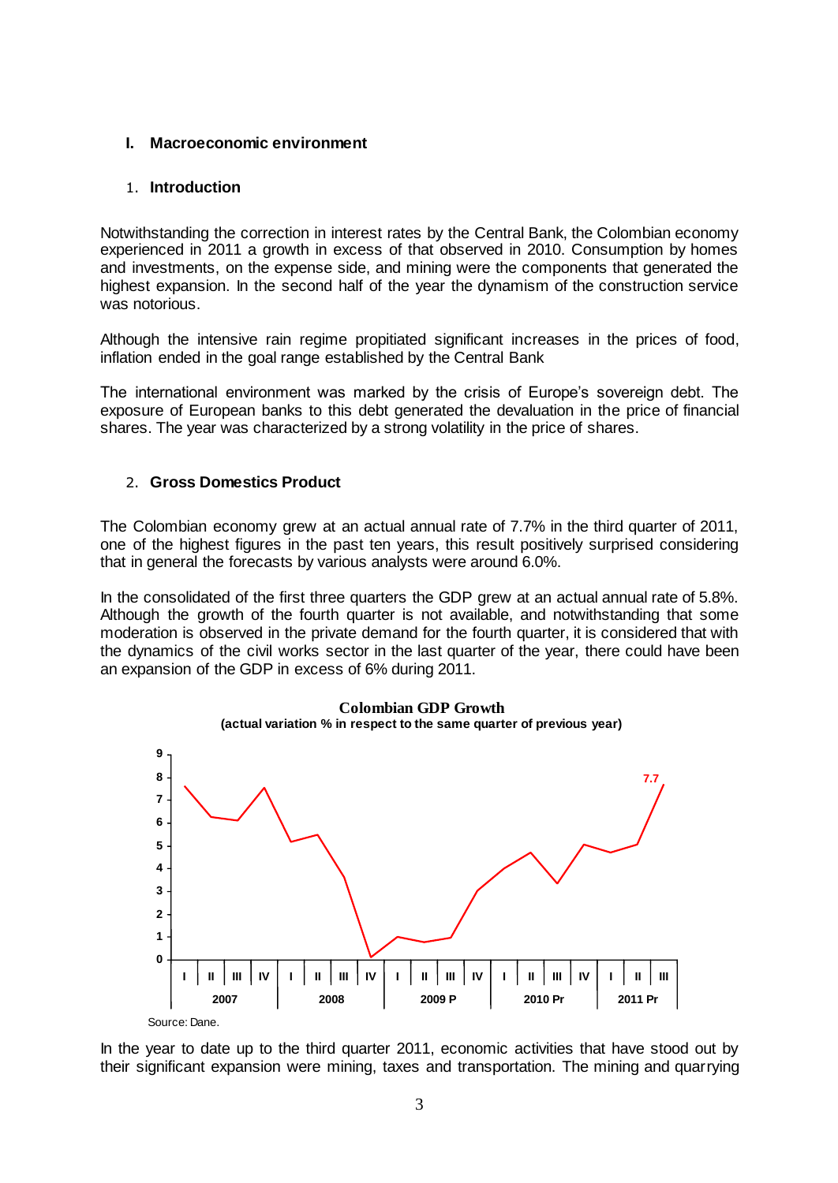## I. Macroeconomic environment

### 1. Introduction

Notwithstanding the correction in interest rates by the Central Bank, the Colombian economy experienced in 2011 a growth in excess of that observed in 2010. Consumption by homes and investments, on the expense side, and mining were the components that generated the highest expansion. In the second half of the year the dynamism of the construction service was notorious.

Although the intensive rain regime propitiated significant increases in the prices of food, inflation ended in the goal range established by the Central Bank

The international environment was marked by the crisis of Europe's sovereign debt. The exposure of European banks to this debt generated the devaluation in the price of financial shares. The year was characterized by a strong volatility in the price of shares.

### 2. Gross Domestics Product

The Colombian economy grew at an actual annual rate of 7.7% in the third quarter of 2011, one of the highest figures in the past ten years, this result positively surprised considering that in general the forecasts by various analysts were around 6.0%.

In the consolidated of the first three quarters the GDP grew at an actual annual rate of 5.8%. Although the growth of the fourth quarter is not available, and notwithstanding that some moderation is observed in the private demand for the fourth quarter, it is considered that with the dynamics of the civil works sector in the last quarter of the year, there could have been an expansion of the GDP in excess of 6% during 2011.

**Colombian GDP Growth**
**(actual variation % in respect to the same quarter of previous year)**

Source: Dane.

In the year to date up to the third quarter 2011, economic activities that have stood out by their significant expansion were mining, taxes and transportation. The mining and quarrying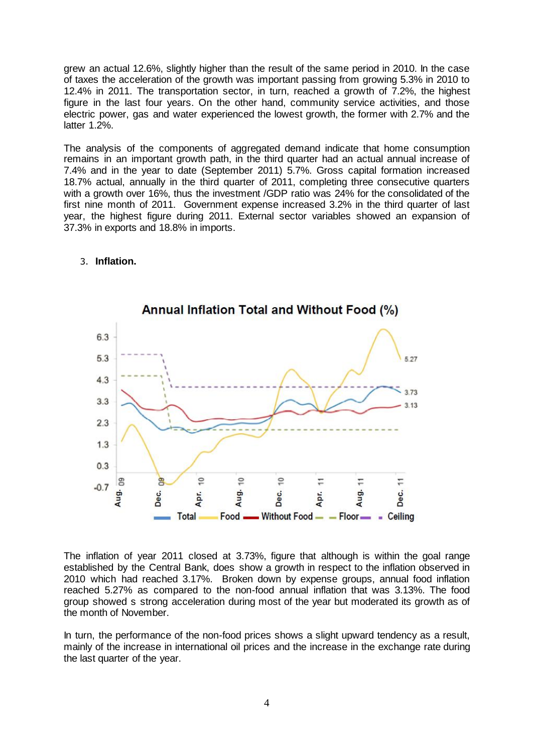grew an actual 12.6%, slightly higher than the result of the same period in 2010. In the case of taxes the acceleration of the growth was important passing from growing 5.3% in 2010 to 12.4% in 2011. The transportation sector, in turn, reached a growth of 7.2%, the highest figure in the last four years. On the other hand, community service activities, and those electric power, gas and water experienced the lowest growth, the former with 2.7% and the latter 1.2%.

The analysis of the components of aggregated demand indicate that home consumption remains in an important growth path, in the third quarter had an actual annual increase of 7.4% and in the year to date (September 2011) 5.7%. Gross capital formation increased 18.7% actual, annually in the third quarter of 2011, completing three consecutive quarters with a growth over 16%, thus the investment /GDP ratio was 24% for the consolidated of the first nine month of 2011. Government expense increased 3.2% in the third quarter of last year, the highest figure during 2011. External sector variables showed an expansion of 37.3% in exports and 18.8% in imports.

3. **Inflation.**

**Annual Inflation Total and Without Food (%)**

The inflation of year 2011 closed at 3.73%, figure that although is within the goal range established by the Central Bank, does show a growth in respect to the inflation observed in 2010 which had reached 3.17%. Broken down by expense groups, annual food inflation reached 5.27% as compared to the non-food annual inflation that was 3.13%. The food group showed s strong acceleration during most of the year but moderated its growth as of the month of November.

In turn, the performance of the non-food prices shows a slight upward tendency as a result, mainly of the increase in international oil prices and the increase in the exchange rate during the last quarter of the year.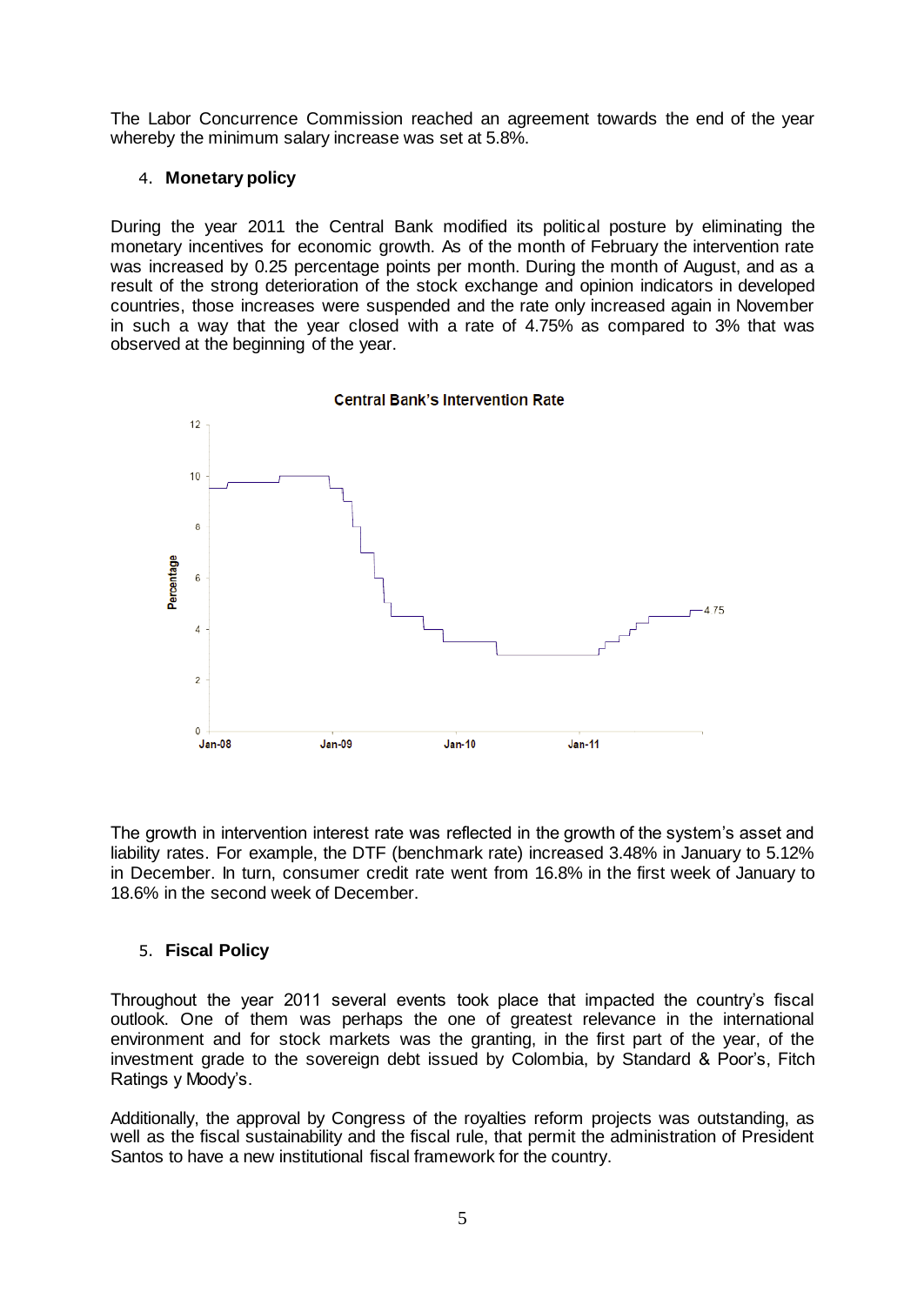The Labor Concurrence Commission reached an agreement towards the end of the year whereby the minimum salary increase was set at 5.8%.

4. **Monetary policy**

During the year 2011 the Central Bank modified its political posture by eliminating the monetary incentives for economic growth. As of the month of February the intervention rate was increased by 0.25 percentage points per month. During the month of August, and as a result of the strong deterioration of the stock exchange and opinion indicators in developed countries, those increases were suspended and the rate only increased again in November in such a way that the year closed with a rate of 4.75% as compared to 3% that was observed at the beginning of the year.

**Central Bank's Intervention Rate**

The growth in intervention interest rate was reflected in the growth of the system's asset and liability rates. For example, the DTF (benchmark rate) increased 3.48% in January to 5.12% in December. In turn, consumer credit rate went from 16.8% in the first week of January to 18.6% in the second week of December.

5. **Fiscal Policy**

Throughout the year 2011 several events took place that impacted the country's fiscal outlook. One of them was perhaps the one of greatest relevance in the international environment and for stock markets was the granting, in the first part of the year, of the investment grade to the sovereign debt issued by Colombia, by Standard & Poor's, Fitch Ratings y Moody's.

Additionally, the approval by Congress of the royalties reform projects was outstanding, as well as the fiscal sustainability and the fiscal rule, that permit the administration of President Santos to have a new institutional fiscal framework for the country.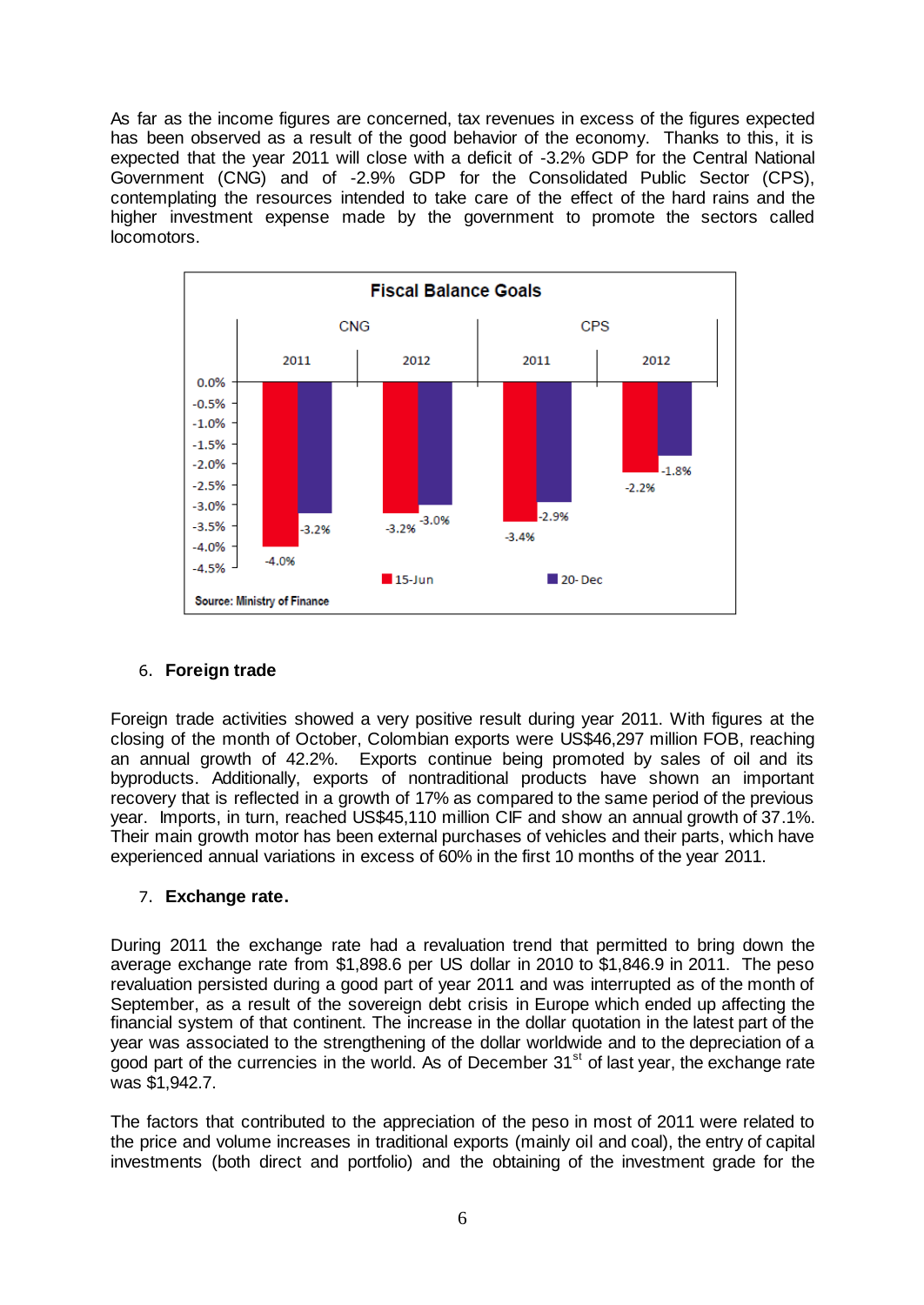As far as the income figures are concerned, tax revenues in excess of the figures expected has been observed as a result of the good behavior of the economy. Thanks to this, it is expected that the year 2011 will close with a deficit of -3.2% GDP for the Central National Government (CNG) and of -2.9% GDP for the Consolidated Public Sector (CPS), contemplating the resources intended to take care of the effect of the hard rains and the higher investment expense made by the government to promote the sectors called locomotors.

**Fiscal Balance Goals**

| | CNG 2011 | CNG 2012 | CPS 2011 | CPS 2012 |
|---|---|---|---|---|
| 15-Jun | -4.0% | -3.2% | -3.4% | -2.2% |
| 20- Dec | -3.2% | -3.0% | -2.9% | -1.8% |

Source: Ministry of Finance

6. **Foreign trade**

Foreign trade activities showed a very positive result during year 2011. With figures at the closing of the month of October, Colombian exports were US$46,297 million FOB, reaching an annual growth of 42.2%. Exports continue being promoted by sales of oil and its byproducts. Additionally, exports of nontraditional products have shown an important recovery that is reflected in a growth of 17% as compared to the same period of the previous year. Imports, in turn, reached US$45,110 million CIF and show an annual growth of 37.1%. Their main growth motor has been external purchases of vehicles and their parts, which have experienced annual variations in excess of 60% in the first 10 months of the year 2011.

7. **Exchange rate.**

During 2011 the exchange rate had a revaluation trend that permitted to bring down the average exchange rate from $1,898.6 per US dollar in 2010 to $1,846.9 in 2011. The peso revaluation persisted during a good part of year 2011 and was interrupted as of the month of September, as a result of the sovereign debt crisis in Europe which ended up affecting the financial system of that continent. The increase in the dollar quotation in the latest part of the year was associated to the strengthening of the dollar worldwide and to the depreciation of a good part of the currencies in the world. As of December 31st of last year, the exchange rate was $1,942.7.

The factors that contributed to the appreciation of the peso in most of 2011 were related to the price and volume increases in traditional exports (mainly oil and coal), the entry of capital investments (both direct and portfolio) and the obtaining of the investment grade for the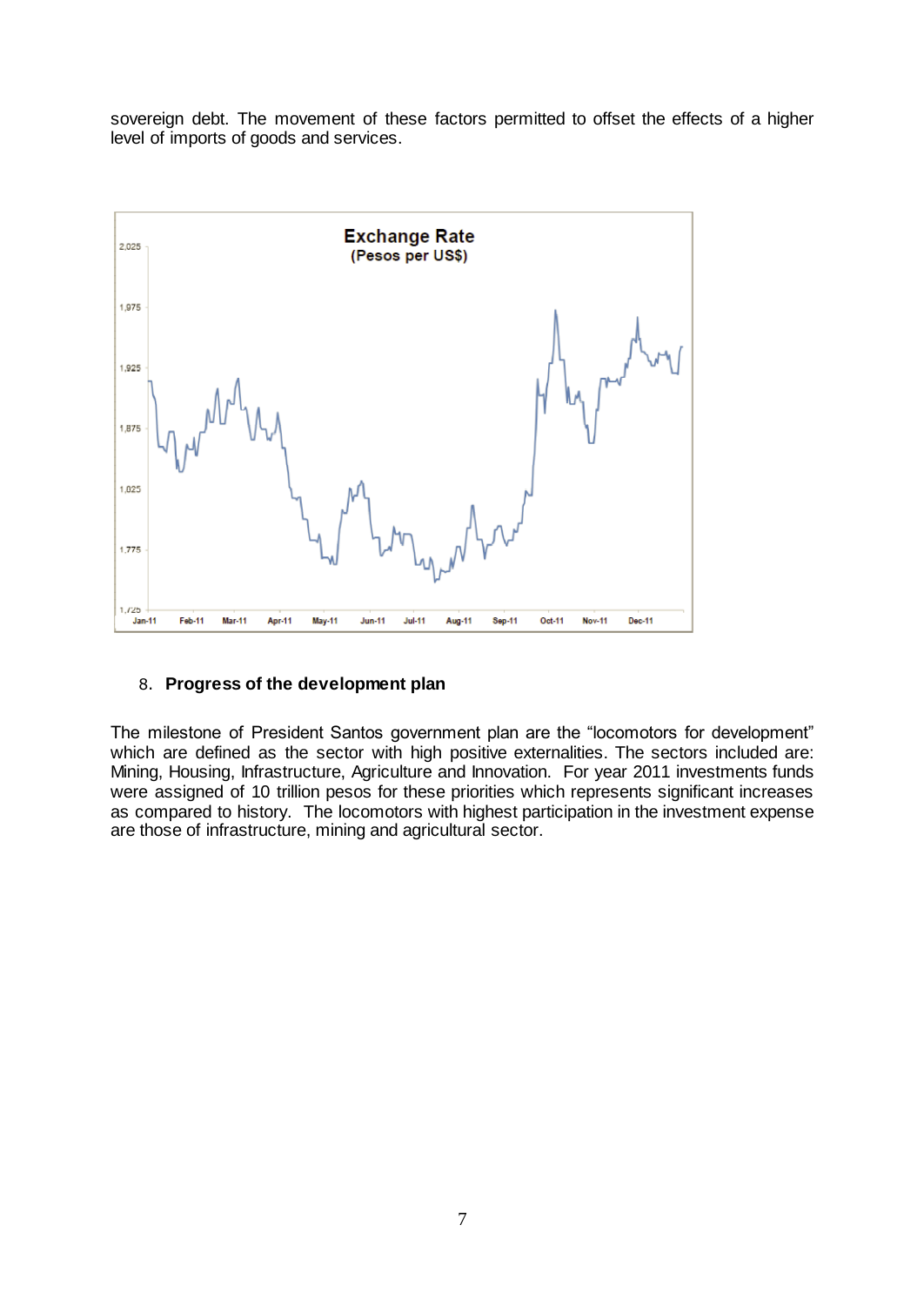sovereign debt. The movement of these factors permitted to offset the effects of a higher level of imports of goods and services.

## 8. Progress of the development plan

The milestone of President Santos government plan are the "locomotors for development" which are defined as the sector with high positive externalities. The sectors included are: Mining, Housing, Infrastructure, Agriculture and Innovation. For year 2011 investments funds were assigned of 10 trillion pesos for these priorities which represents significant increases as compared to history. The locomotors with highest participation in the investment expense are those of infrastructure, mining and agricultural sector.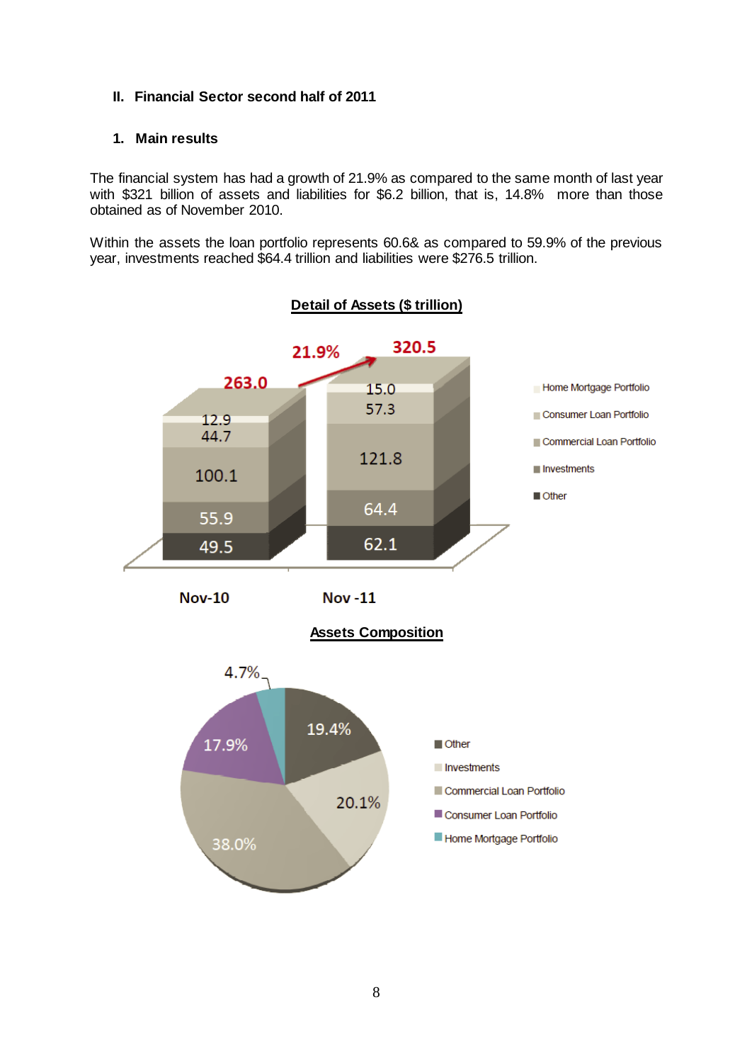## II. Financial Sector second half of 2011

### 1. Main results

The financial system has had a growth of 21.9% as compared to the same month of last year with $321 billion of assets and liabilities for $6.2 billion, that is, 14.8% more than those obtained as of November 2010.

Within the assets the loan portfolio represents 60.6& as compared to 59.9% of the previous year, investments reached $64.4 trillion and liabilities were $276.5 trillion.

**Detail of Assets ($ trillion)**

| | Nov-10 | Nov -11 |
|---|---|---|
| Home Mortgage Portfolio | 12.9 | 15.0 |
| Consumer Loan Portfolio | 44.7 | 57.3 |
| Commercial Loan Portfolio | 100.1 | 121.8 |
| Investments | 55.9 | 64.4 |
| Other | 49.5 | 62.1 |
| Total | 263.0 | 320.5 |

Growth: 21.9%

**Assets Composition**

| | % |
|---|---|
| Other | 19.4% |
| Investments | 20.1% |
| Commercial Loan Portfolio | 38.0% |
| Consumer Loan Portfolio | 17.9% |
| Home Mortgage Portfolio | 4.7% |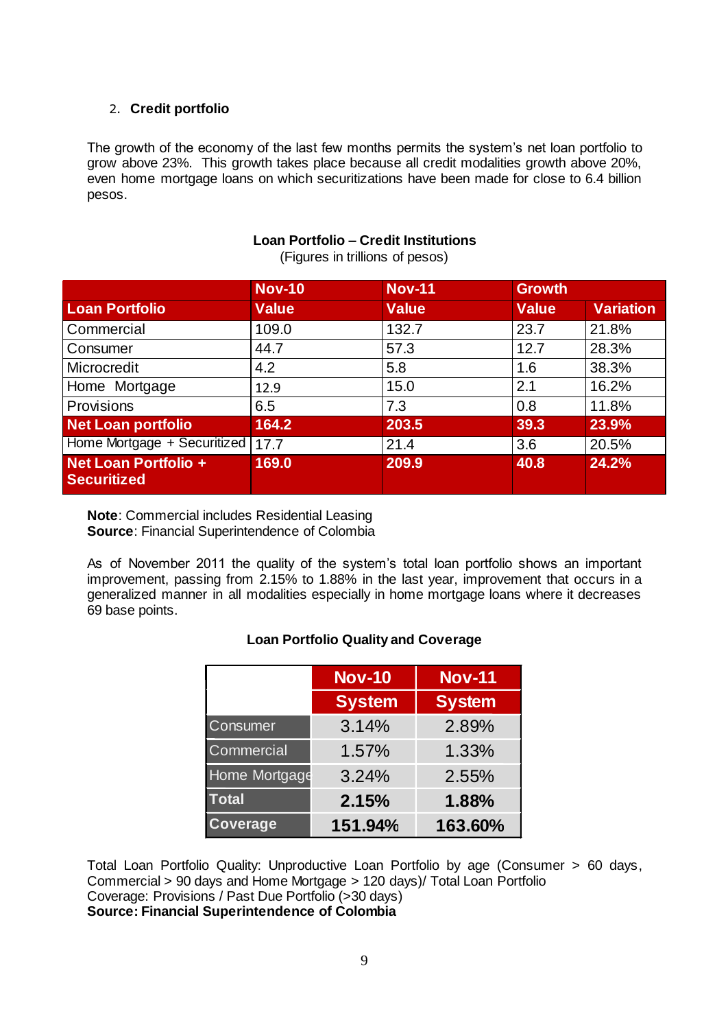## 2. Credit portfolio

The growth of the economy of the last few months permits the system's net loan portfolio to grow above 23%. This growth takes place because all credit modalities growth above 20%, even home mortgage loans on which securitizations have been made for close to 6.4 billion pesos.

**Loan Portfolio – Credit Institutions**
(Figures in trillions of pesos)

| | Nov-10 | Nov-11 | Growth | |
|---|---|---|---|---|
| **Loan Portfolio** | **Value** | **Value** | **Value** | **Variation** |
| Commercial | 109.0 | 132.7 | 23.7 | 21.8% |
| Consumer | 44.7 | 57.3 | 12.7 | 28.3% |
| Microcredit | 4.2 | 5.8 | 1.6 | 38.3% |
| Home Mortgage | 12.9 | 15.0 | 2.1 | 16.2% |
| Provisions | 6.5 | 7.3 | 0.8 | 11.8% |
| **Net Loan portfolio** | **164.2** | **203.5** | **39.3** | **23.9%** |
| Home Mortgage + Securitized | 17.7 | 21.4 | 3.6 | 20.5% |
| **Net Loan Portfolio + Securitized** | **169.0** | **209.9** | **40.8** | **24.2%** |

**Note**: Commercial includes Residential Leasing
**Source**: Financial Superintendence of Colombia

As of November 2011 the quality of the system's total loan portfolio shows an important improvement, passing from 2.15% to 1.88% in the last year, improvement that occurs in a generalized manner in all modalities especially in home mortgage loans where it decreases 69 base points.

**Loan Portfolio Quality and Coverage**

| | Nov-10 | Nov-11 |
|---|---|---|
| | **System** | **System** |
| Consumer | 3.14% | 2.89% |
| Commercial | 1.57% | 1.33% |
| Home Mortgage | 3.24% | 2.55% |
| **Total** | **2.15%** | **1.88%** |
| **Coverage** | **151.94%** | **163.60%** |

Total Loan Portfolio Quality: Unproductive Loan Portfolio by age (Consumer > 60 days, Commercial > 90 days and Home Mortgage > 120 days)/ Total Loan Portfolio
Coverage: Provisions / Past Due Portfolio (>30 days)
**Source: Financial Superintendence of Colombia**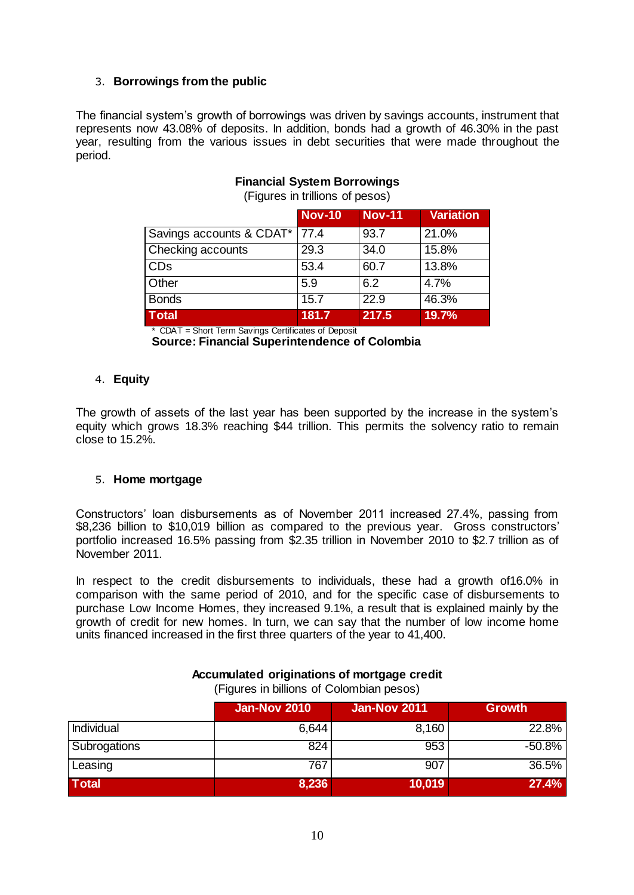3. **Borrowings from the public**

The financial system's growth of borrowings was driven by savings accounts, instrument that represents now 43.08% of deposits. In addition, bonds had a growth of 46.30% in the past year, resulting from the various issues in debt securities that were made throughout the period.

**Financial System Borrowings**

(Figures in trillions of pesos)

| | Nov-10 | Nov-11 | Variation |
|---|---|---|---|
| Savings accounts & CDAT* | 77.4 | 93.7 | 21.0% |
| Checking accounts | 29.3 | 34.0 | 15.8% |
| CDs | 53.4 | 60.7 | 13.8% |
| Other | 5.9 | 6.2 | 4.7% |
| Bonds | 15.7 | 22.9 | 46.3% |
| **Total** | **181.7** | **217.5** | **19.7%** |

* CDAT = Short Term Savings Certificates of Deposit

**Source: Financial Superintendence of Colombia**

4. **Equity**

The growth of assets of the last year has been supported by the increase in the system's equity which grows 18.3% reaching $44 trillion. This permits the solvency ratio to remain close to 15.2%.

5. **Home mortgage**

Constructors' loan disbursements as of November 2011 increased 27.4%, passing from $8,236 billion to $10,019 billion as compared to the previous year. Gross constructors' portfolio increased 16.5% passing from $2.35 trillion in November 2010 to $2.7 trillion as of November 2011.

In respect to the credit disbursements to individuals, these had a growth of16.0% in comparison with the same period of 2010, and for the specific case of disbursements to purchase Low Income Homes, they increased 9.1%, a result that is explained mainly by the growth of credit for new homes. In turn, we can say that the number of low income home units financed increased in the first three quarters of the year to 41,400.

**Accumulated originations of mortgage credit**

(Figures in billions of Colombian pesos)

| | Jan-Nov 2010 | Jan-Nov 2011 | Growth |
|---|---|---|---|
| Individual | 6,644 | 8,160 | 22.8% |
| Subrogations | 824 | 953 | -50.8% |
| Leasing | 767 | 907 | 36.5% |
| **Total** | **8,236** | **10,019** | **27.4%** |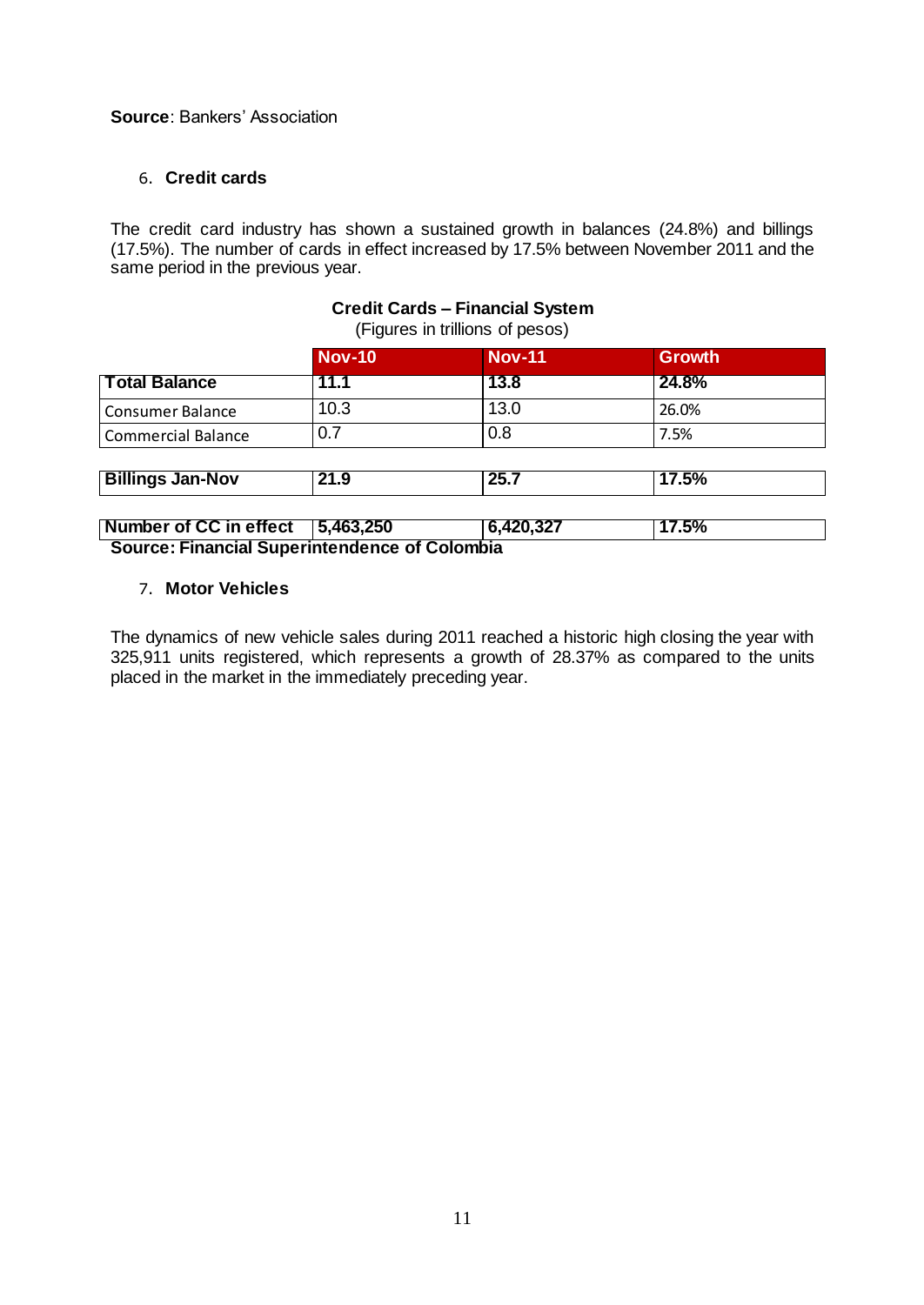**Source**: Bankers' Association

## 6. Credit cards

The credit card industry has shown a sustained growth in balances (24.8%) and billings (17.5%). The number of cards in effect increased by 17.5% between November 2011 and the same period in the previous year.

**Credit Cards – Financial System**
(Figures in trillions of pesos)

| | Nov-10 | Nov-11 | Growth |
|---|---|---|---|
| **Total Balance** | **11.1** | **13.8** | **24.8%** |
| Consumer Balance | 10.3 | 13.0 | 26.0% |
| Commercial Balance | 0.7 | 0.8 | 7.5% |
| **Billings Jan-Nov** | **21.9** | **25.7** | **17.5%** |
| **Number of CC in effect** | **5,463,250** | **6,420,327** | **17.5%** |

**Source: Financial Superintendence of Colombia**

## 7. Motor Vehicles

The dynamics of new vehicle sales during 2011 reached a historic high closing the year with 325,911 units registered, which represents a growth of 28.37% as compared to the units placed in the market in the immediately preceding year.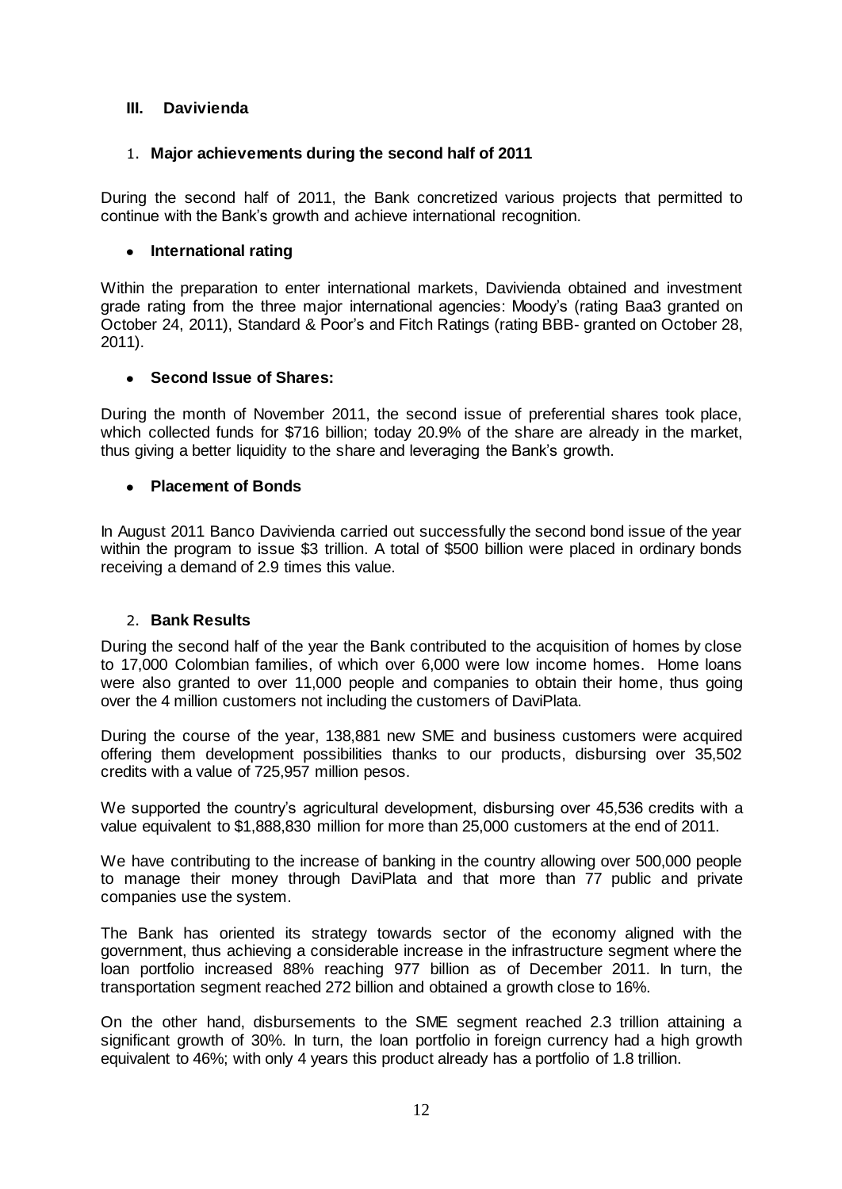## III. Davivienda

### 1. Major achievements during the second half of 2011

During the second half of 2011, the Bank concretized various projects that permitted to continue with the Bank's growth and achieve international recognition.

- **International rating**

Within the preparation to enter international markets, Davivienda obtained and investment grade rating from the three major international agencies: Moody's (rating Baa3 granted on October 24, 2011), Standard & Poor's and Fitch Ratings (rating BBB- granted on October 28, 2011).

- **Second Issue of Shares:**

During the month of November 2011, the second issue of preferential shares took place, which collected funds for $716 billion; today 20.9% of the share are already in the market, thus giving a better liquidity to the share and leveraging the Bank's growth.

- **Placement of Bonds**

In August 2011 Banco Davivienda carried out successfully the second bond issue of the year within the program to issue $3 trillion. A total of $500 billion were placed in ordinary bonds receiving a demand of 2.9 times this value.

### 2. Bank Results

During the second half of the year the Bank contributed to the acquisition of homes by close to 17,000 Colombian families, of which over 6,000 were low income homes. Home loans were also granted to over 11,000 people and companies to obtain their home, thus going over the 4 million customers not including the customers of DaviPlata.

During the course of the year, 138,881 new SME and business customers were acquired offering them development possibilities thanks to our products, disbursing over 35,502 credits with a value of 725,957 million pesos.

We supported the country's agricultural development, disbursing over 45,536 credits with a value equivalent to $1,888,830 million for more than 25,000 customers at the end of 2011.

We have contributing to the increase of banking in the country allowing over 500,000 people to manage their money through DaviPlata and that more than 77 public and private companies use the system.

The Bank has oriented its strategy towards sector of the economy aligned with the government, thus achieving a considerable increase in the infrastructure segment where the loan portfolio increased 88% reaching 977 billion as of December 2011. In turn, the transportation segment reached 272 billion and obtained a growth close to 16%.

On the other hand, disbursements to the SME segment reached 2.3 trillion attaining a significant growth of 30%. In turn, the loan portfolio in foreign currency had a high growth equivalent to 46%; with only 4 years this product already has a portfolio of 1.8 trillion.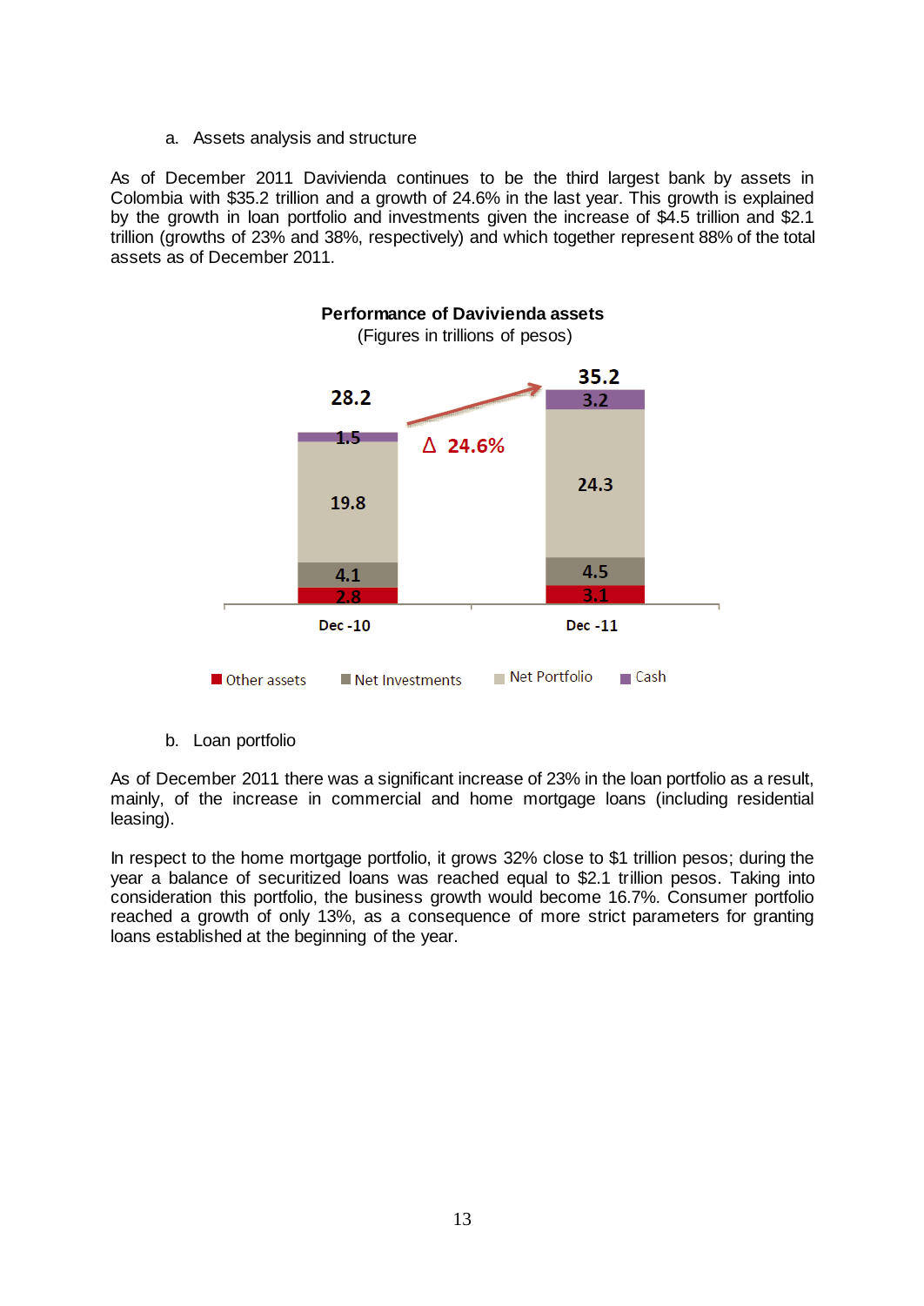a. Assets analysis and structure

As of December 2011 Davivienda continues to be the third largest bank by assets in Colombia with $35.2 trillion and a growth of 24.6% in the last year. This growth is explained by the growth in loan portfolio and investments given the increase of $4.5 trillion and $2.1 trillion (growths of 23% and 38%, respectively) and which together represent 88% of the total assets as of December 2011.

**Performance of Davivienda assets**

(Figures in trillions of pesos)

| | Dec -10 | Dec -11 |
|---|---|---|
| Other assets | 2.8 | 3.1 |
| Net Investments | 4.1 | 4.5 |
| Net Portfolio | 19.8 | 24.3 |
| Cash | 1.5 | 3.2 |
| Total | 28.2 | 35.2 |

Δ 24.6%

b. Loan portfolio

As of December 2011 there was a significant increase of 23% in the loan portfolio as a result, mainly, of the increase in commercial and home mortgage loans (including residential leasing).

In respect to the home mortgage portfolio, it grows 32% close to $1 trillion pesos; during the year a balance of securitized loans was reached equal to $2.1 trillion pesos. Taking into consideration this portfolio, the business growth would become 16.7%. Consumer portfolio reached a growth of only 13%, as a consequence of more strict parameters for granting loans established at the beginning of the year.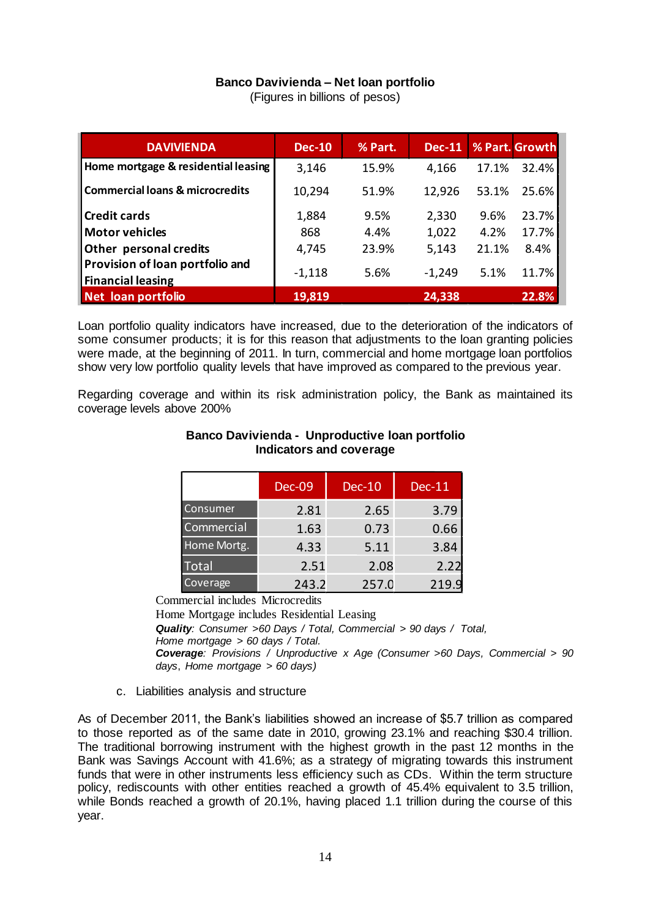**Banco Davivienda – Net loan portfolio**
(Figures in billions of pesos)

| DAVIVIENDA | Dec-10 | % Part. | Dec-11 | % Part. | Growth |
|---|---|---|---|---|---|
| Home mortgage & residential leasing | 3,146 | 15.9% | 4,166 | 17.1% | 32.4% |
| Commercial loans & microcredits | 10,294 | 51.9% | 12,926 | 53.1% | 25.6% |
| Credit cards | 1,884 | 9.5% | 2,330 | 9.6% | 23.7% |
| Motor vehicles | 868 | 4.4% | 1,022 | 4.2% | 17.7% |
| Other personal credits | 4,745 | 23.9% | 5,143 | 21.1% | 8.4% |
| Provision of loan portfolio and Financial leasing | -1,118 | 5.6% | -1,249 | 5.1% | 11.7% |
| **Net loan portfolio** | **19,819** | | **24,338** | | **22.8%** |

Loan portfolio quality indicators have increased, due to the deterioration of the indicators of some consumer products; it is for this reason that adjustments to the loan granting policies were made, at the beginning of 2011. In turn, commercial and home mortgage loan portfolios show very low portfolio quality levels that have improved as compared to the previous year.

Regarding coverage and within its risk administration policy, the Bank as maintained its coverage levels above 200%

**Banco Davivienda - Unproductive loan portfolio**
**Indicators and coverage**

| | Dec-09 | Dec-10 | Dec-11 |
|---|---|---|---|
| Consumer | 2.81 | 2.65 | 3.79 |
| Commercial | 1.63 | 0.73 | 0.66 |
| Home Mortg. | 4.33 | 5.11 | 3.84 |
| Total | 2.51 | 2.08 | 2.22 |
| Coverage | 243.2 | 257.0 | 219.9 |

Commercial includes Microcredits
Home Mortgage includes Residential Leasing
***Quality****: Consumer >60 Days / Total, Commercial > 90 days / Total, Home mortgage > 60 days / Total.*
***Coverage****: Provisions / Unproductive x Age (Consumer >60 Days, Commercial > 90 days, Home mortgage > 60 days)*

c. Liabilities analysis and structure

As of December 2011, the Bank's liabilities showed an increase of $5.7 trillion as compared to those reported as of the same date in 2010, growing 23.1% and reaching $30.4 trillion. The traditional borrowing instrument with the highest growth in the past 12 months in the Bank was Savings Account with 41.6%; as a strategy of migrating towards this instrument funds that were in other instruments less efficiency such as CDs. Within the term structure policy, rediscounts with other entities reached a growth of 45.4% equivalent to 3.5 trillion, while Bonds reached a growth of 20.1%, having placed 1.1 trillion during the course of this year.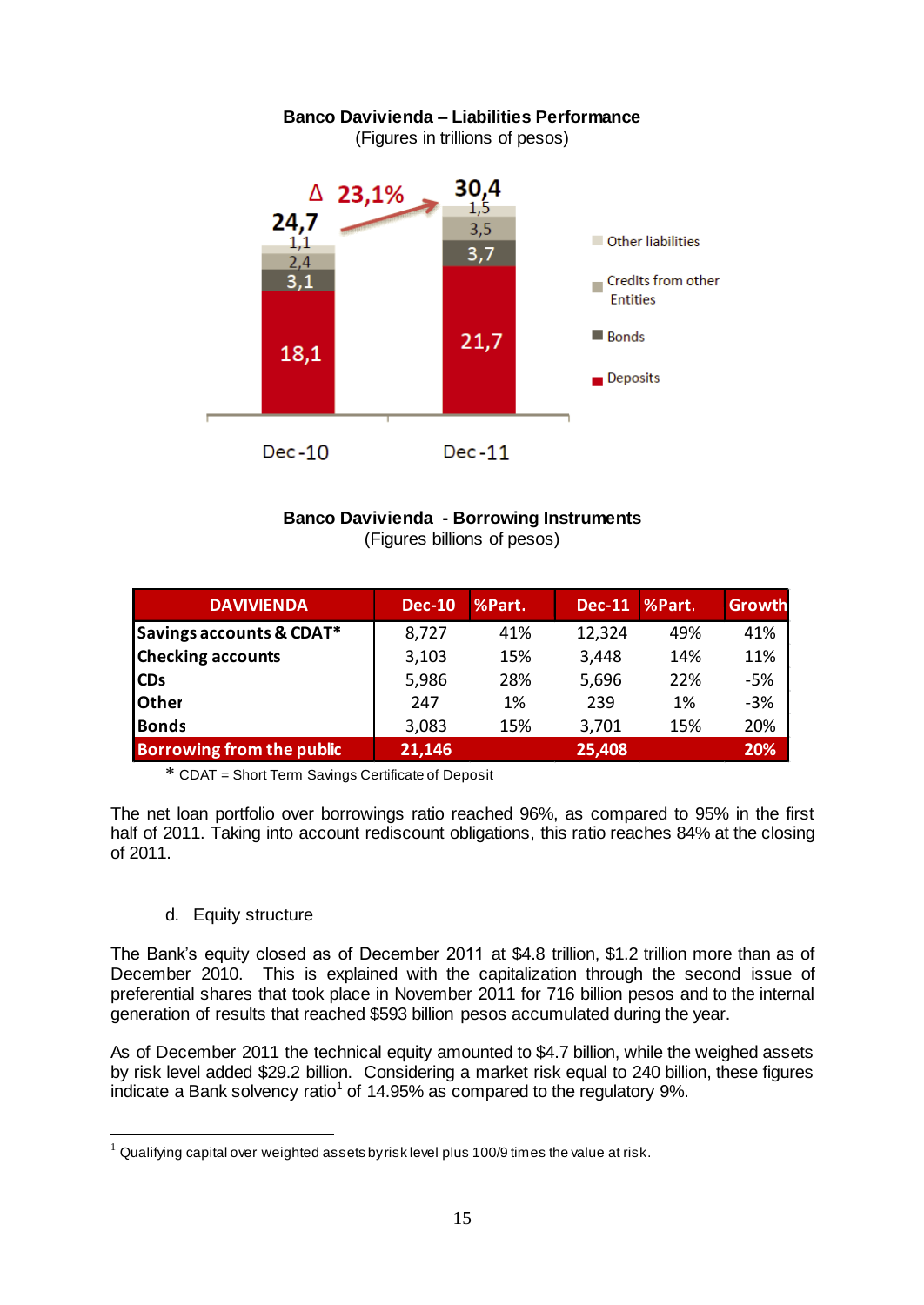**Banco Davivienda – Liabilities Performance**
(Figures in trillions of pesos)

| | Dec-10 | Dec-11 |
|---|---|---|
| Other liabilities | 1,1 | 1,5 |
| Credits from other Entities | 2,4 | 3,5 |
| Bonds | 3,1 | 3,7 |
| Deposits | 18,1 | 21,7 |
| Total | 24,7 | 30,4 |

Δ 23,1%

**Banco Davivienda - Borrowing Instruments**
(Figures billions of pesos)

| DAVIVIENDA | Dec-10 | %Part. | Dec-11 | %Part. | Growth |
|---|---|---|---|---|---|
| **Savings accounts & CDAT*** | 8,727 | 41% | 12,324 | 49% | 41% |
| **Checking accounts** | 3,103 | 15% | 3,448 | 14% | 11% |
| **CDs** | 5,986 | 28% | 5,696 | 22% | -5% |
| **Other** | 247 | 1% | 239 | 1% | -3% |
| **Bonds** | 3,083 | 15% | 3,701 | 15% | 20% |
| **Borrowing from the public** | **21,146** | | **25,408** | | **20%** |

\* CDAT = Short Term Savings Certificate of Deposit

The net loan portfolio over borrowings ratio reached 96%, as compared to 95% in the first half of 2011. Taking into account rediscount obligations, this ratio reaches 84% at the closing of 2011.

d. Equity structure

The Bank's equity closed as of December 2011 at $4.8 trillion, $1.2 trillion more than as of December 2010. This is explained with the capitalization through the second issue of preferential shares that took place in November 2011 for 716 billion pesos and to the internal generation of results that reached $593 billion pesos accumulated during the year.

As of December 2011 the technical equity amounted to $4.7 billion, while the weighed assets by risk level added $29.2 billion. Considering a market risk equal to 240 billion, these figures indicate a Bank solvency ratio[1] of 14.95% as compared to the regulatory 9%.

[1] Qualifying capital over weighted assets by risk level plus 100/9 times the value at risk.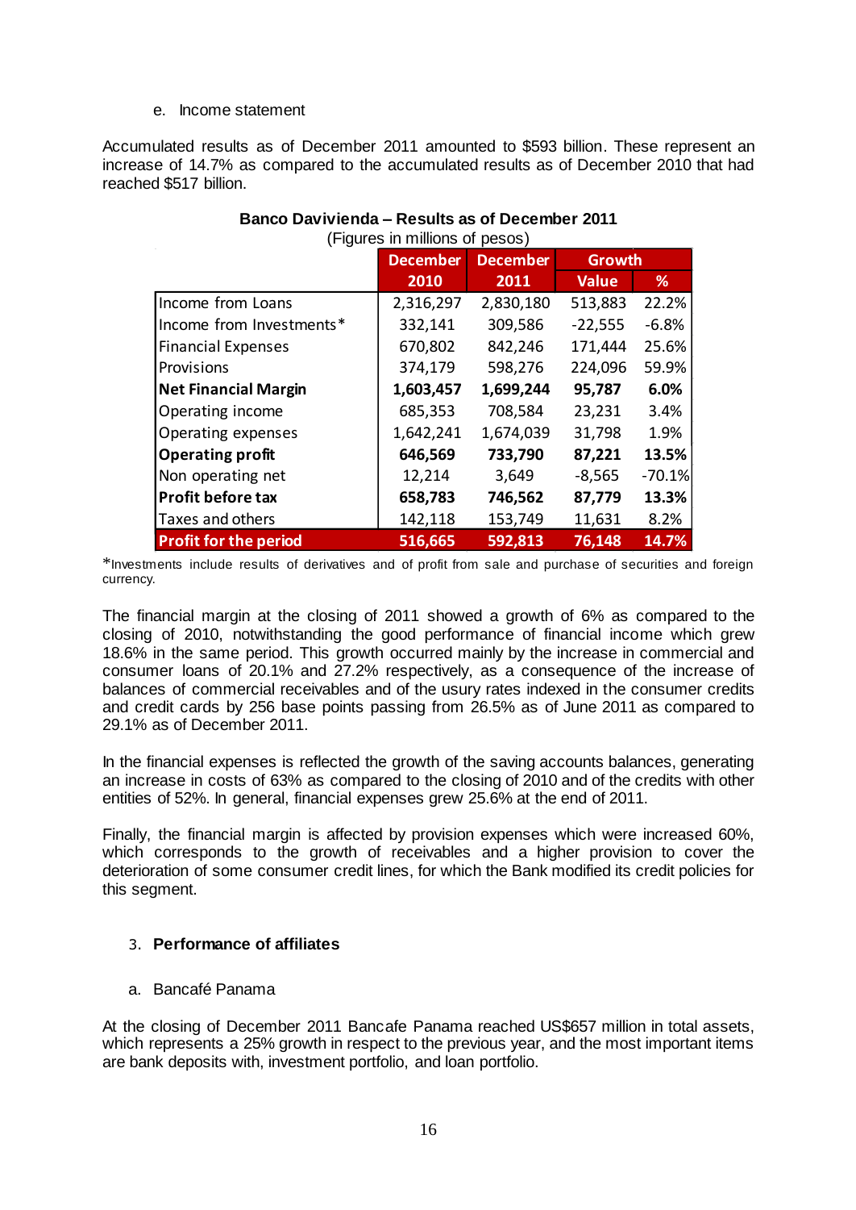e. Income statement

Accumulated results as of December 2011 amounted to $593 billion. These represent an increase of 14.7% as compared to the accumulated results as of December 2010 that had reached $517 billion.

**Banco Davivienda – Results as of December 2011**
(Figures in millions of pesos)

| | December 2010 | December 2011 | Growth | |
|---|---|---|---|---|
| | | | **Value** | **%** |
| Income from Loans | 2,316,297 | 2,830,180 | 513,883 | 22.2% |
| Income from Investments* | 332,141 | 309,586 | -22,555 | -6.8% |
| Financial Expenses | 670,802 | 842,246 | 171,444 | 25.6% |
| Provisions | 374,179 | 598,276 | 224,096 | 59.9% |
| **Net Financial Margin** | **1,603,457** | **1,699,244** | **95,787** | **6.0%** |
| Operating income | 685,353 | 708,584 | 23,231 | 3.4% |
| Operating expenses | 1,642,241 | 1,674,039 | 31,798 | 1.9% |
| **Operating profit** | **646,569** | **733,790** | **87,221** | **13.5%** |
| Non operating net | 12,214 | 3,649 | -8,565 | -70.1% |
| **Profit before tax** | **658,783** | **746,562** | **87,779** | **13.3%** |
| Taxes and others | 142,118 | 153,749 | 11,631 | 8.2% |
| **Profit for the period** | **516,665** | **592,813** | **76,148** | **14.7%** |

*Investments include results of derivatives and of profit from sale and purchase of securities and foreign currency.

The financial margin at the closing of 2011 showed a growth of 6% as compared to the closing of 2010, notwithstanding the good performance of financial income which grew 18.6% in the same period. This growth occurred mainly by the increase in commercial and consumer loans of 20.1% and 27.2% respectively, as a consequence of the increase of balances of commercial receivables and of the usury rates indexed in the consumer credits and credit cards by 256 base points passing from 26.5% as of June 2011 as compared to 29.1% as of December 2011.

In the financial expenses is reflected the growth of the saving accounts balances, generating an increase in costs of 63% as compared to the closing of 2010 and of the credits with other entities of 52%. In general, financial expenses grew 25.6% at the end of 2011.

Finally, the financial margin is affected by provision expenses which were increased 60%, which corresponds to the growth of receivables and a higher provision to cover the deterioration of some consumer credit lines, for which the Bank modified its credit policies for this segment.

3. **Performance of affiliates**

a. Bancafé Panama

At the closing of December 2011 Bancafe Panama reached US$657 million in total assets, which represents a 25% growth in respect to the previous year, and the most important items are bank deposits with, investment portfolio, and loan portfolio.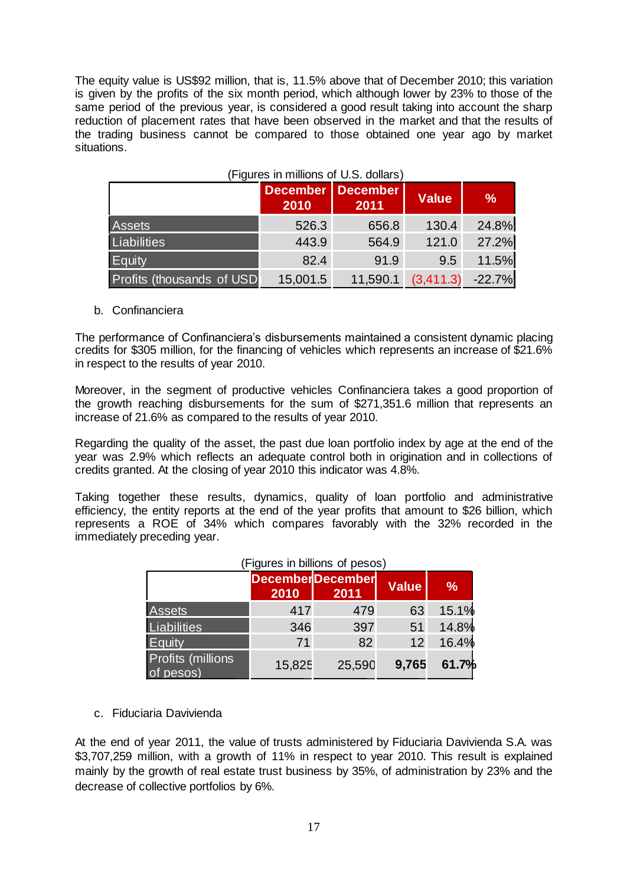The equity value is US$92 million, that is, 11.5% above that of December 2010; this variation is given by the profits of the six month period, which although lower by 23% to those of the same period of the previous year, is considered a good result taking into account the sharp reduction of placement rates that have been observed in the market and that the results of the trading business cannot be compared to those obtained one year ago by market situations.

(Figures in millions of U.S. dollars)

| | December 2010 | December 2011 | Value | % |
|---|---|---|---|---|
| Assets | 526.3 | 656.8 | 130.4 | 24.8% |
| Liabilities | 443.9 | 564.9 | 121.0 | 27.2% |
| Equity | 82.4 | 91.9 | 9.5 | 11.5% |
| Profits (thousands of USD) | 15,001.5 | 11,590.1 | (3,411.3) | -22.7% |

b. Confinanciera

The performance of Confinanciera's disbursements maintained a consistent dynamic placing credits for $305 million, for the financing of vehicles which represents an increase of $21.6% in respect to the results of year 2010.

Moreover, in the segment of productive vehicles Confinanciera takes a good proportion of the growth reaching disbursements for the sum of $271,351.6 million that represents an increase of 21.6% as compared to the results of year 2010.

Regarding the quality of the asset, the past due loan portfolio index by age at the end of the year was 2.9% which reflects an adequate control both in origination and in collections of credits granted. At the closing of year 2010 this indicator was 4.8%.

Taking together these results, dynamics, quality of loan portfolio and administrative efficiency, the entity reports at the end of the year profits that amount to $26 billion, which represents a ROE of 34% which compares favorably with the 32% recorded in the immediately preceding year.

(Figures in billions of pesos)

| | December 2010 | December 2011 | Value | % |
|---|---|---|---|---|
| Assets | 417 | 479 | 63 | 15.1% |
| Liabilities | 346 | 397 | 51 | 14.8% |
| Equity | 71 | 82 | 12 | 16.4% |
| Profits (millions of pesos) | 15,825 | 25,590 | **9,765** | **61.7%** |

c. Fiduciaria Davivienda

At the end of year 2011, the value of trusts administered by Fiduciaria Davivienda S.A. was $3,707,259 million, with a growth of 11% in respect to year 2010. This result is explained mainly by the growth of real estate trust business by 35%, of administration by 23% and the decrease of collective portfolios by 6%.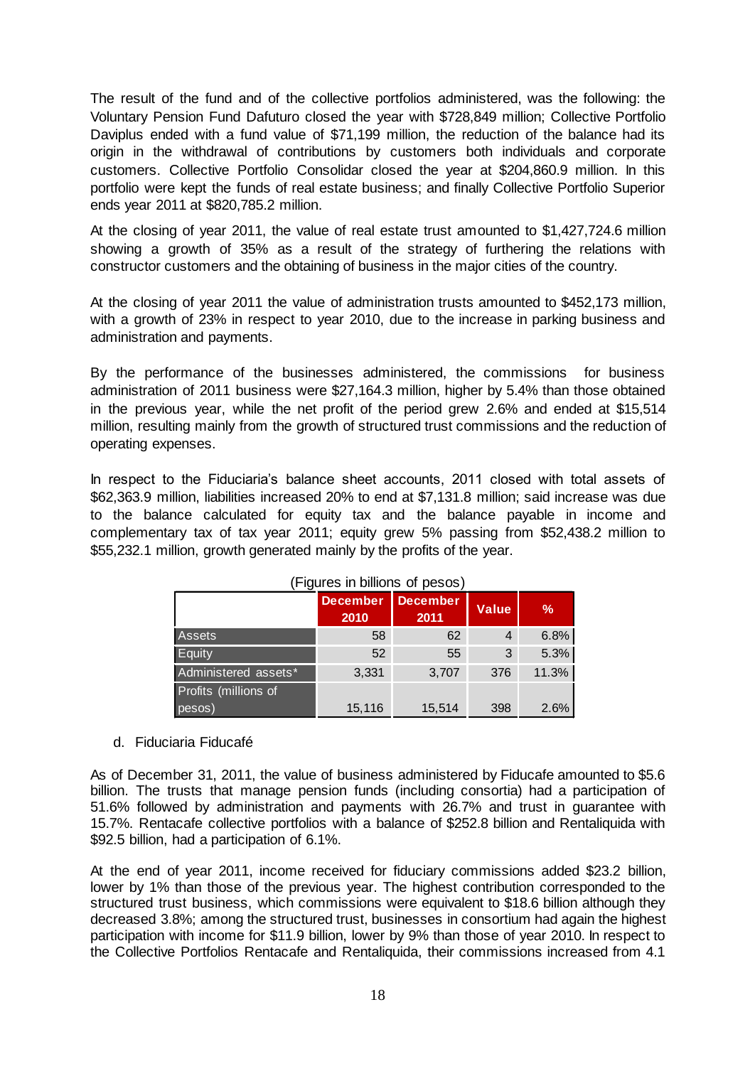The result of the fund and of the collective portfolios administered, was the following: the Voluntary Pension Fund Dafuturo closed the year with $728,849 million; Collective Portfolio Daviplus ended with a fund value of $71,199 million, the reduction of the balance had its origin in the withdrawal of contributions by customers both individuals and corporate customers. Collective Portfolio Consolidar closed the year at $204,860.9 million. In this portfolio were kept the funds of real estate business; and finally Collective Portfolio Superior ends year 2011 at $820,785.2 million.

At the closing of year 2011, the value of real estate trust amounted to $1,427,724.6 million showing a growth of 35% as a result of the strategy of furthering the relations with constructor customers and the obtaining of business in the major cities of the country.

At the closing of year 2011 the value of administration trusts amounted to $452,173 million, with a growth of 23% in respect to year 2010, due to the increase in parking business and administration and payments.

By the performance of the businesses administered, the commissions for business administration of 2011 business were $27,164.3 million, higher by 5.4% than those obtained in the previous year, while the net profit of the period grew 2.6% and ended at $15,514 million, resulting mainly from the growth of structured trust commissions and the reduction of operating expenses.

In respect to the Fiduciaria's balance sheet accounts, 2011 closed with total assets of $62,363.9 million, liabilities increased 20% to end at $7,131.8 million; said increase was due to the balance calculated for equity tax and the balance payable in income and complementary tax of tax year 2011; equity grew 5% passing from $52,438.2 million to $55,232.1 million, growth generated mainly by the profits of the year.

(Figures in billions of pesos)

| | December 2010 | December 2011 | Value | % |
|---|---|---|---|---|
| Assets | 58 | 62 | 4 | 6.8% |
| Equity | 52 | 55 | 3 | 5.3% |
| Administered assets* | 3,331 | 3,707 | 376 | 11.3% |
| Profits (millions of pesos) | 15,116 | 15,514 | 398 | 2.6% |

d. Fiduciaria Fiducafé

As of December 31, 2011, the value of business administered by Fiducafe amounted to $5.6 billion. The trusts that manage pension funds (including consortia) had a participation of 51.6% followed by administration and payments with 26.7% and trust in guarantee with 15.7%. Rentacafe collective portfolios with a balance of $252.8 billion and Rentaliquida with $92.5 billion, had a participation of 6.1%.

At the end of year 2011, income received for fiduciary commissions added $23.2 billion, lower by 1% than those of the previous year. The highest contribution corresponded to the structured trust business, which commissions were equivalent to $18.6 billion although they decreased 3.8%; among the structured trust, businesses in consortium had again the highest participation with income for $11.9 billion, lower by 9% than those of year 2010. In respect to the Collective Portfolios Rentacafe and Rentaliquida, their commissions increased from 4.1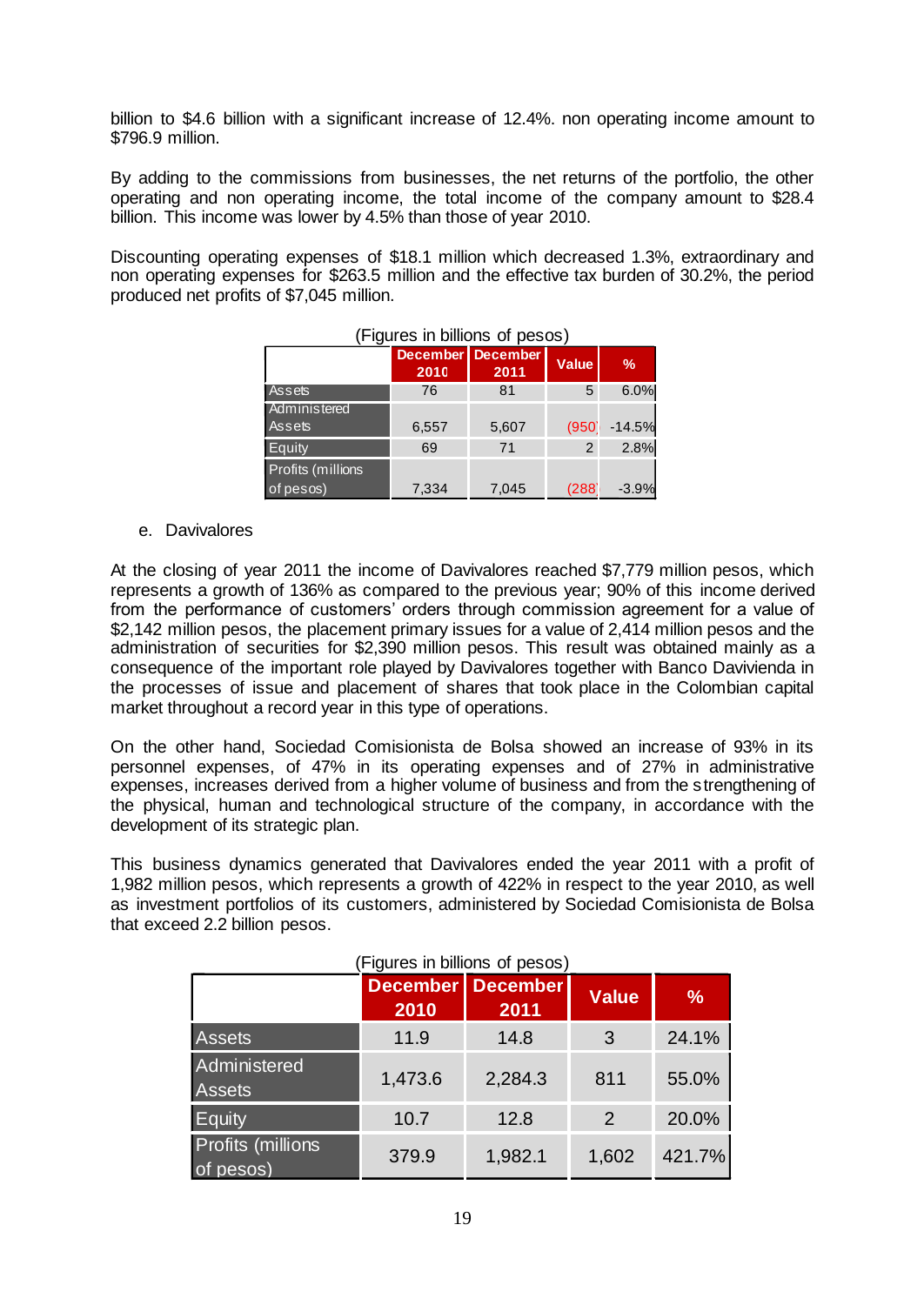billion to $4.6 billion with a significant increase of 12.4%. non operating income amount to $796.9 million.

By adding to the commissions from businesses, the net returns of the portfolio, the other operating and non operating income, the total income of the company amount to $28.4 billion. This income was lower by 4.5% than those of year 2010.

Discounting operating expenses of $18.1 million which decreased 1.3%, extraordinary and non operating expenses for $263.5 million and the effective tax burden of 30.2%, the period produced net profits of $7,045 million.

(Figures in billions of pesos)

| | December 2010 | December 2011 | Value | % |
|---|---|---|---|---|
| Assets | 76 | 81 | 5 | 6.0% |
| Administered Assets | 6,557 | 5,607 | (950) | -14.5% |
| Equity | 69 | 71 | 2 | 2.8% |
| Profits (millions of pesos) | 7,334 | 7,045 | (288) | -3.9% |

e. Davivalores

At the closing of year 2011 the income of Davivalores reached $7,779 million pesos, which represents a growth of 136% as compared to the previous year; 90% of this income derived from the performance of customers' orders through commission agreement for a value of $2,142 million pesos, the placement primary issues for a value of 2,414 million pesos and the administration of securities for $2,390 million pesos. This result was obtained mainly as a consequence of the important role played by Davivalores together with Banco Daviviendа in the processes of issue and placement of shares that took place in the Colombian capital market throughout a record year in this type of operations.

On the other hand, Sociedad Comisionista de Bolsa showed an increase of 93% in its personnel expenses, of 47% in its operating expenses and of 27% in administrative expenses, increases derived from a higher volume of business and from the strengthening of the physical, human and technological structure of the company, in accordance with the development of its strategic plan.

This business dynamics generated that Davivalores ended the year 2011 with a profit of 1,982 million pesos, which represents a growth of 422% in respect to the year 2010, as well as investment portfolios of its customers, administered by Sociedad Comisionista de Bolsa that exceed 2.2 billion pesos.

(Figures in billions of pesos)

| | December 2010 | December 2011 | Value | % |
|---|---|---|---|---|
| Assets | 11.9 | 14.8 | 3 | 24.1% |
| Administered Assets | 1,473.6 | 2,284.3 | 811 | 55.0% |
| Equity | 10.7 | 12.8 | 2 | 20.0% |
| Profits (millions of pesos) | 379.9 | 1,982.1 | 1,602 | 421.7% |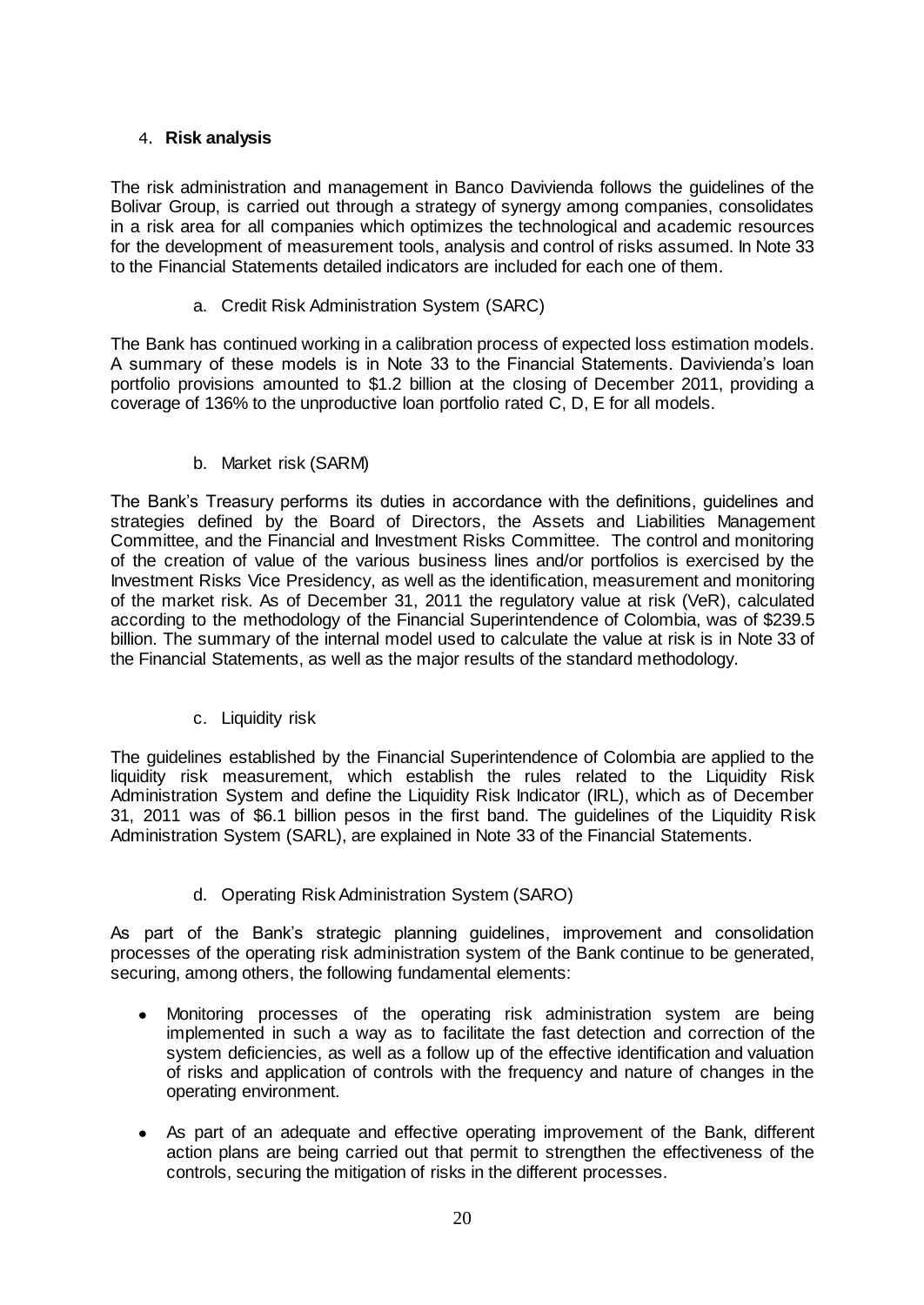## 4. **Risk analysis**

The risk administration and management in Banco Davivienda follows the guidelines of the Bolivar Group, is carried out through a strategy of synergy among companies, consolidates in a risk area for all companies which optimizes the technological and academic resources for the development of measurement tools, analysis and control of risks assumed. In Note 33 to the Financial Statements detailed indicators are included for each one of them.

### a. Credit Risk Administration System (SARC)

The Bank has continued working in a calibration process of expected loss estimation models. A summary of these models is in Note 33 to the Financial Statements. Davivienda's loan portfolio provisions amounted to $1.2 billion at the closing of December 2011, providing a coverage of 136% to the unproductive loan portfolio rated C, D, E for all models.

### b. Market risk (SARM)

The Bank's Treasury performs its duties in accordance with the definitions, guidelines and strategies defined by the Board of Directors, the Assets and Liabilities Management Committee, and the Financial and Investment Risks Committee. The control and monitoring of the creation of value of the various business lines and/or portfolios is exercised by the Investment Risks Vice Presidency, as well as the identification, measurement and monitoring of the market risk. As of December 31, 2011 the regulatory value at risk (VeR), calculated according to the methodology of the Financial Superintendence of Colombia, was of $239.5 billion. The summary of the internal model used to calculate the value at risk is in Note 33 of the Financial Statements, as well as the major results of the standard methodology.

### c. Liquidity risk

The guidelines established by the Financial Superintendence of Colombia are applied to the liquidity risk measurement, which establish the rules related to the Liquidity Risk Administration System and define the Liquidity Risk Indicator (IRL), which as of December 31, 2011 was of $6.1 billion pesos in the first band. The guidelines of the Liquidity Risk Administration System (SARL), are explained in Note 33 of the Financial Statements.

### d. Operating Risk Administration System (SARO)

As part of the Bank's strategic planning guidelines, improvement and consolidation processes of the operating risk administration system of the Bank continue to be generated, securing, among others, the following fundamental elements:

- Monitoring processes of the operating risk administration system are being implemented in such a way as to facilitate the fast detection and correction of the system deficiencies, as well as a follow up of the effective identification and valuation of risks and application of controls with the frequency and nature of changes in the operating environment.
- As part of an adequate and effective operating improvement of the Bank, different action plans are being carried out that permit to strengthen the effectiveness of the controls, securing the mitigation of risks in the different processes.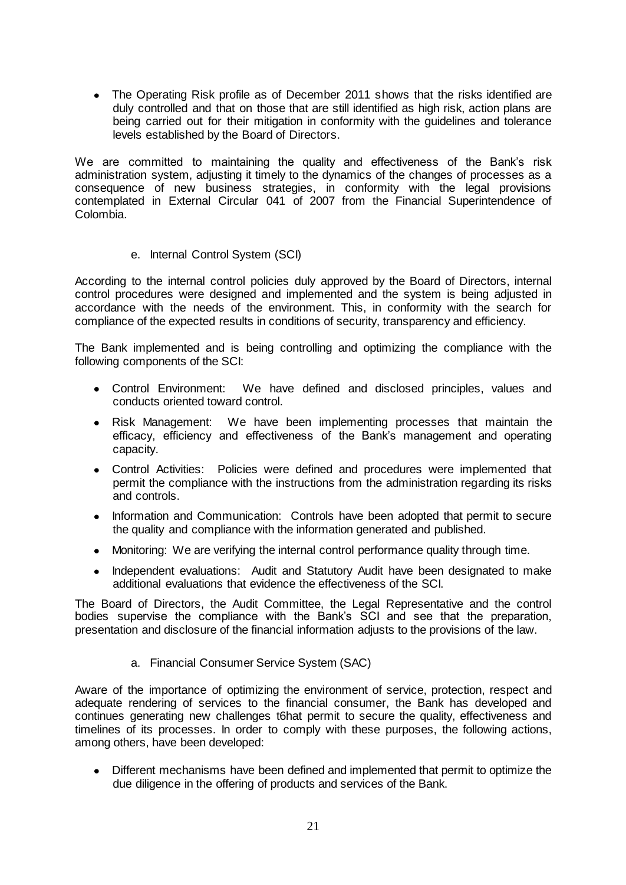- The Operating Risk profile as of December 2011 shows that the risks identified are duly controlled and that on those that are still identified as high risk, action plans are being carried out for their mitigation in conformity with the guidelines and tolerance levels established by the Board of Directors.

We are committed to maintaining the quality and effectiveness of the Bank's risk administration system, adjusting it timely to the dynamics of the changes of processes as a consequence of new business strategies, in conformity with the legal provisions contemplated in External Circular 041 of 2007 from the Financial Superintendence of Colombia.

e. Internal Control System (SCI)

According to the internal control policies duly approved by the Board of Directors, internal control procedures were designed and implemented and the system is being adjusted in accordance with the needs of the environment. This, in conformity with the search for compliance of the expected results in conditions of security, transparency and efficiency.

The Bank implemented and is being controlling and optimizing the compliance with the following components of the SCI:

- Control Environment: We have defined and disclosed principles, values and conducts oriented toward control.
- Risk Management: We have been implementing processes that maintain the efficacy, efficiency and effectiveness of the Bank's management and operating capacity.
- Control Activities: Policies were defined and procedures were implemented that permit the compliance with the instructions from the administration regarding its risks and controls.
- Information and Communication: Controls have been adopted that permit to secure the quality and compliance with the information generated and published.
- Monitoring: We are verifying the internal control performance quality through time.
- Independent evaluations: Audit and Statutory Audit have been designated to make additional evaluations that evidence the effectiveness of the SCI.

The Board of Directors, the Audit Committee, the Legal Representative and the control bodies supervise the compliance with the Bank's SCI and see that the preparation, presentation and disclosure of the financial information adjusts to the provisions of the law.

a. Financial Consumer Service System (SAC)

Aware of the importance of optimizing the environment of service, protection, respect and adequate rendering of services to the financial consumer, the Bank has developed and continues generating new challenges t6hat permit to secure the quality, effectiveness and timelines of its processes. In order to comply with these purposes, the following actions, among others, have been developed:

- Different mechanisms have been defined and implemented that permit to optimize the due diligence in the offering of products and services of the Bank.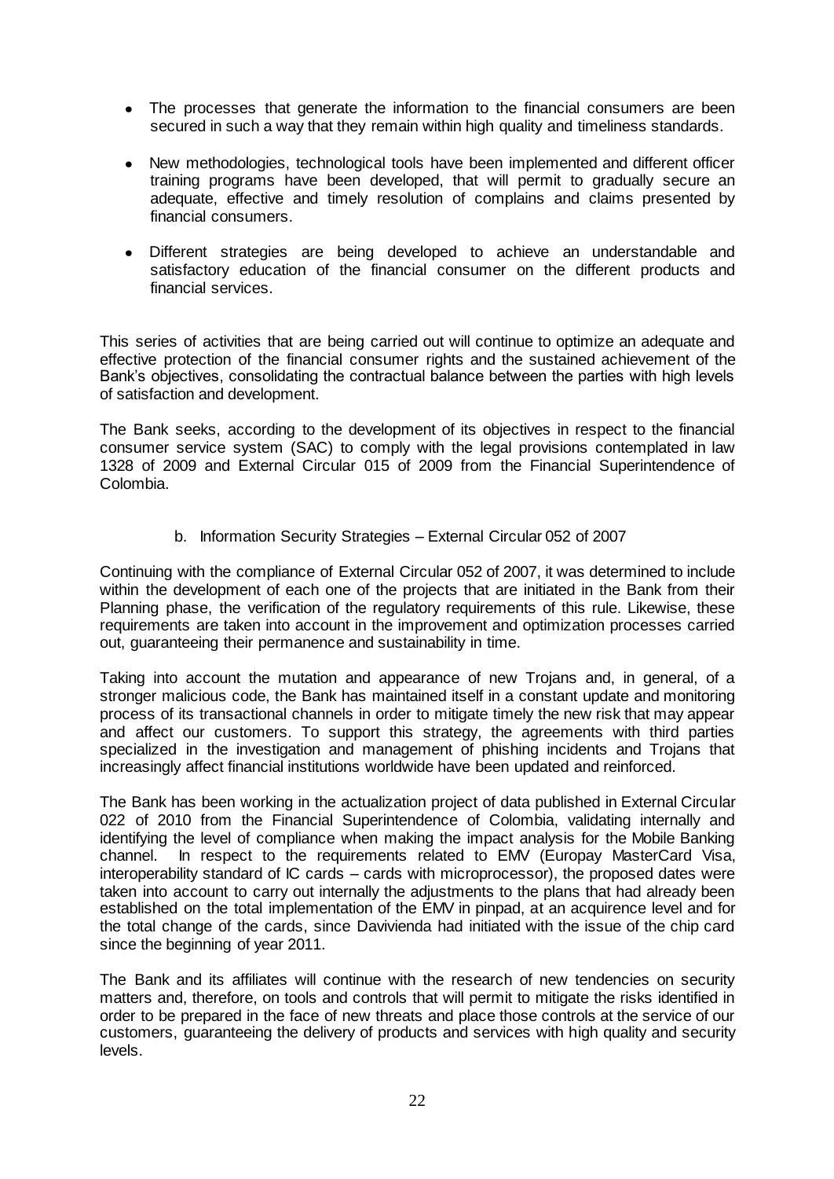- The processes that generate the information to the financial consumers are been secured in such a way that they remain within high quality and timeliness standards.

- New methodologies, technological tools have been implemented and different officer training programs have been developed, that will permit to gradually secure an adequate, effective and timely resolution of complains and claims presented by financial consumers.

- Different strategies are being developed to achieve an understandable and satisfactory education of the financial consumer on the different products and financial services.

This series of activities that are being carried out will continue to optimize an adequate and effective protection of the financial consumer rights and the sustained achievement of the Bank's objectives, consolidating the contractual balance between the parties with high levels of satisfaction and development.

The Bank seeks, according to the development of its objectives in respect to the financial consumer service system (SAC) to comply with the legal provisions contemplated in law 1328 of 2009 and External Circular 015 of 2009 from the Financial Superintendence of Colombia.

b. Information Security Strategies – External Circular 052 of 2007

Continuing with the compliance of External Circular 052 of 2007, it was determined to include within the development of each one of the projects that are initiated in the Bank from their Planning phase, the verification of the regulatory requirements of this rule. Likewise, these requirements are taken into account in the improvement and optimization processes carried out, guaranteeing their permanence and sustainability in time.

Taking into account the mutation and appearance of new Trojans and, in general, of a stronger malicious code, the Bank has maintained itself in a constant update and monitoring process of its transactional channels in order to mitigate timely the new risk that may appear and affect our customers. To support this strategy, the agreements with third parties specialized in the investigation and management of phishing incidents and Trojans that increasingly affect financial institutions worldwide have been updated and reinforced.

The Bank has been working in the actualization project of data published in External Circular 022 of 2010 from the Financial Superintendence of Colombia, validating internally and identifying the level of compliance when making the impact analysis for the Mobile Banking channel. In respect to the requirements related to EMV (Europay MasterCard Visa, interoperability standard of IC cards – cards with microprocessor), the proposed dates were taken into account to carry out internally the adjustments to the plans that had already been established on the total implementation of the EMV in pinpad, at an acquirence level and for the total change of the cards, since Davivienda had initiated with the issue of the chip card since the beginning of year 2011.

The Bank and its affiliates will continue with the research of new tendencies on security matters and, therefore, on tools and controls that will permit to mitigate the risks identified in order to be prepared in the face of new threats and place those controls at the service of our customers, guaranteeing the delivery of products and services with high quality and security levels.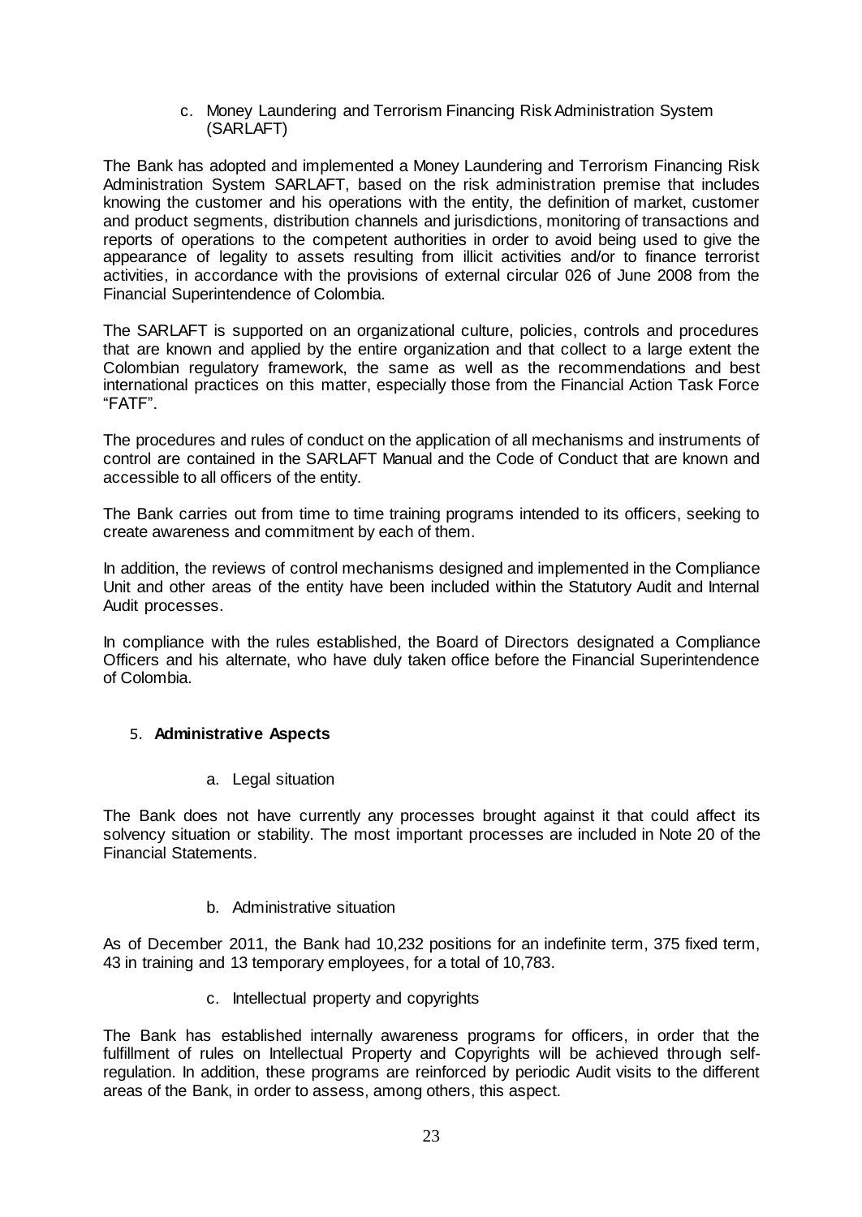c. Money Laundering and Terrorism Financing Risk Administration System (SARLAFT)

The Bank has adopted and implemented a Money Laundering and Terrorism Financing Risk Administration System SARLAFT, based on the risk administration premise that includes knowing the customer and his operations with the entity, the definition of market, customer and product segments, distribution channels and jurisdictions, monitoring of transactions and reports of operations to the competent authorities in order to avoid being used to give the appearance of legality to assets resulting from illicit activities and/or to finance terrorist activities, in accordance with the provisions of external circular 026 of June 2008 from the Financial Superintendence of Colombia.

The SARLAFT is supported on an organizational culture, policies, controls and procedures that are known and applied by the entire organization and that collect to a large extent the Colombian regulatory framework, the same as well as the recommendations and best international practices on this matter, especially those from the Financial Action Task Force "FATF".

The procedures and rules of conduct on the application of all mechanisms and instruments of control are contained in the SARLAFT Manual and the Code of Conduct that are known and accessible to all officers of the entity.

The Bank carries out from time to time training programs intended to its officers, seeking to create awareness and commitment by each of them.

In addition, the reviews of control mechanisms designed and implemented in the Compliance Unit and other areas of the entity have been included within the Statutory Audit and Internal Audit processes.

In compliance with the rules established, the Board of Directors designated a Compliance Officers and his alternate, who have duly taken office before the Financial Superintendence of Colombia.

## 5. **Administrative Aspects**

a. Legal situation

The Bank does not have currently any processes brought against it that could affect its solvency situation or stability. The most important processes are included in Note 20 of the Financial Statements.

b. Administrative situation

As of December 2011, the Bank had 10,232 positions for an indefinite term, 375 fixed term, 43 in training and 13 temporary employees, for a total of 10,783.

c. Intellectual property and copyrights

The Bank has established internally awareness programs for officers, in order that the fulfillment of rules on Intellectual Property and Copyrights will be achieved through self-regulation. In addition, these programs are reinforced by periodic Audit visits to the different areas of the Bank, in order to assess, among others, this aspect.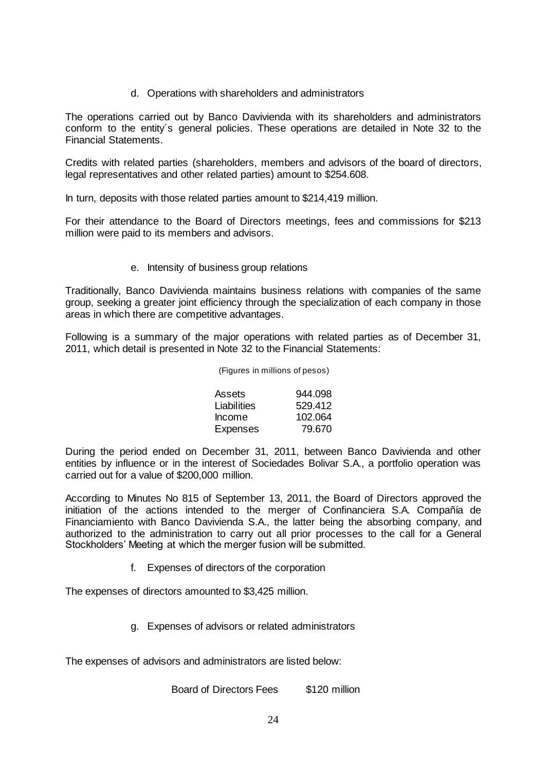d. Operations with shareholders and administrators

The operations carried out by Banco Davivienda with its shareholders and administrators conform to the entity´s general policies. These operations are detailed in Note 32 to the Financial Statements.

Credits with related parties (shareholders, members and advisors of the board of directors, legal representatives and other related parties) amount to $254.608.

In turn, deposits with those related parties amount to $214,419 million.

For their attendance to the Board of Directors meetings, fees and commissions for $213 million were paid to its members and advisors.

e. Intensity of business group relations

Traditionally, Banco Davivienda maintains business relations with companies of the same group, seeking a greater joint efficiency through the specialization of each company in those areas in which there are competitive advantages.

Following is a summary of the major operations with related parties as of December 31, 2011, which detail is presented in Note 32 to the Financial Statements:

(Figures in millions of pesos)

| | |
|---|---|
| Assets | 944.098 |
| Liabilities | 529.412 |
| Income | 102.064 |
| Expenses | 79.670 |

During the period ended on December 31, 2011, between Banco Davivienda and other entities by influence or in the interest of Sociedades Bolivar S.A., a portfolio operation was carried out for a value of $200,000 million.

According to Minutes No 815 of September 13, 2011, the Board of Directors approved the initiation of the actions intended to the merger of Confinanciera S.A. Compañía de Financiamiento with Banco Davivienda S.A., the latter being the absorbing company, and authorized to the administration to carry out all prior processes to the call for a General Stockholders' Meeting at which the merger fusion will be submitted.

f. Expenses of directors of the corporation

The expenses of directors amounted to $3,425 million.

g. Expenses of advisors or related administrators

The expenses of advisors and administrators are listed below:

| | |
|---|---|
| Board of Directors Fees | $120 million |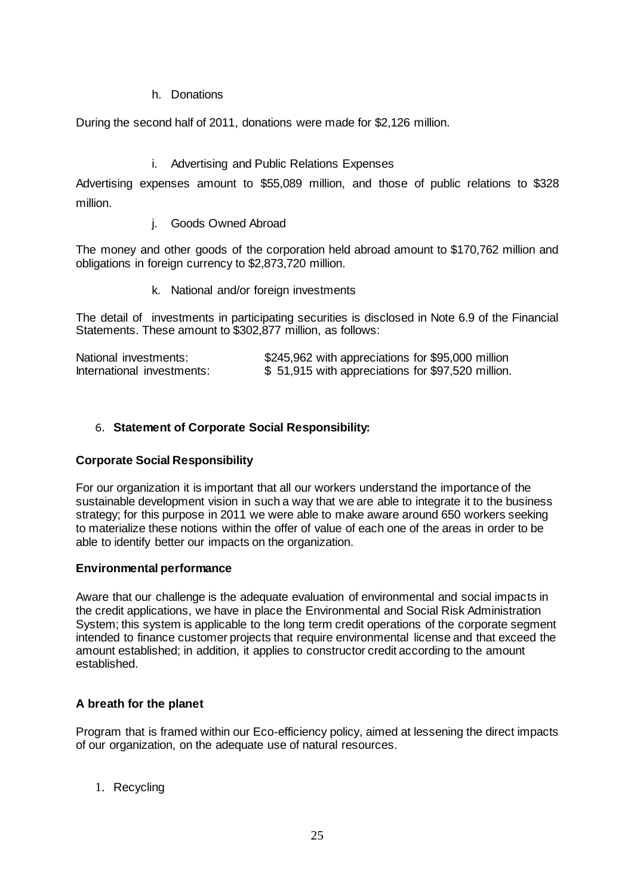h. Donations

During the second half of 2011, donations were made for $2,126 million.

i. Advertising and Public Relations Expenses

Advertising expenses amount to $55,089 million, and those of public relations to $328 million.

j. Goods Owned Abroad

The money and other goods of the corporation held abroad amount to $170,762 million and obligations in foreign currency to $2,873,720 million.

k. National and/or foreign investments

The detail of investments in participating securities is disclosed in Note 6.9 of the Financial Statements. These amount to $302,877 million, as follows:

| | |
|---|---|
| National investments: | $245,962 with appreciations for $95,000 million |
| International investments: | $ 51,915 with appreciations for $97,520 million. |

## 6. Statement of Corporate Social Responsibility:

**Corporate Social Responsibility**

For our organization it is important that all our workers understand the importance of the sustainable development vision in such a way that we are able to integrate it to the business strategy; for this purpose in 2011 we were able to make aware around 650 workers seeking to materialize these notions within the offer of value of each one of the areas in order to be able to identify better our impacts on the organization.

**Environmental performance**

Aware that our challenge is the adequate evaluation of environmental and social impacts in the credit applications, we have in place the Environmental and Social Risk Administration System; this system is applicable to the long term credit operations of the corporate segment intended to finance customer projects that require environmental license and that exceed the amount established; in addition, it applies to constructor credit according to the amount established.

**A breath for the planet**

Program that is framed within our Eco-efficiency policy, aimed at lessening the direct impacts of our organization, on the adequate use of natural resources.

1. Recycling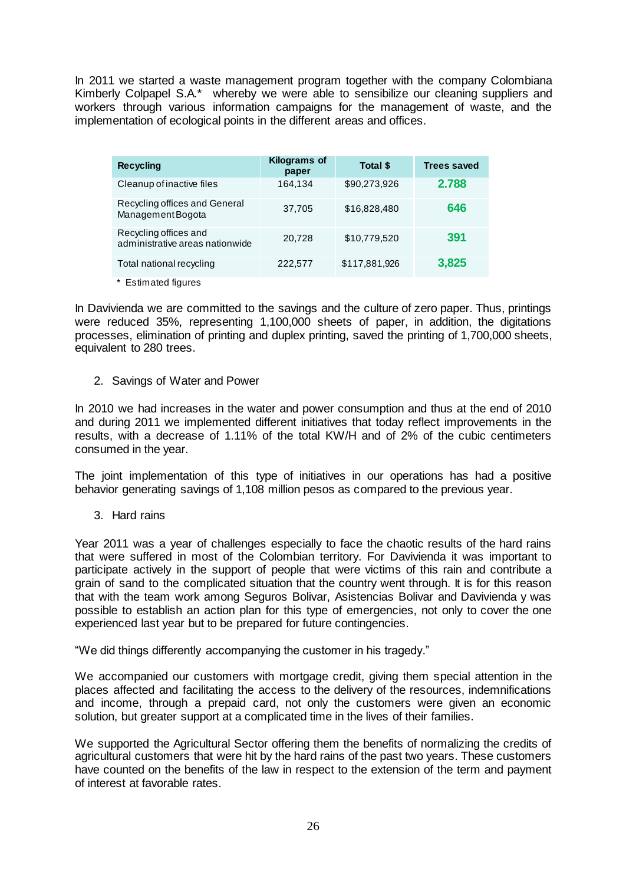In 2011 we started a waste management program together with the company Colombiana Kimberly Colpapel S.A.* whereby we were able to sensibilize our cleaning suppliers and workers through various information campaigns for the management of waste, and the implementation of ecological points in the different areas and offices.

| Recycling | Kilograms of paper | Total $ | Trees saved |
|---|---|---|---|
| Cleanup of inactive files | 164,134 | $90,273,926 | **2.788** |
| Recycling offices and General Management Bogota | 37,705 | $16,828,480 | **646** |
| Recycling offices and administrative areas nationwide | 20,728 | $10,779,520 | **391** |
| Total national recycling | 222,577 | $117,881,926 | **3,825** |

\* Estimated figures

In Davivienda we are committed to the savings and the culture of zero paper. Thus, printings were reduced 35%, representing 1,100,000 sheets of paper, in addition, the digitations processes, elimination of printing and duplex printing, saved the printing of 1,700,000 sheets, equivalent to 280 trees.

2. Savings of Water and Power

In 2010 we had increases in the water and power consumption and thus at the end of 2010 and during 2011 we implemented different initiatives that today reflect improvements in the results, with a decrease of 1.11% of the total KW/H and of 2% of the cubic centimeters consumed in the year.

The joint implementation of this type of initiatives in our operations has had a positive behavior generating savings of 1,108 million pesos as compared to the previous year.

3. Hard rains

Year 2011 was a year of challenges especially to face the chaotic results of the hard rains that were suffered in most of the Colombian territory. For Davivienda it was important to participate actively in the support of people that were victims of this rain and contribute a grain of sand to the complicated situation that the country went through. It is for this reason that with the team work among Seguros Bolivar, Asistencias Bolivar and Davivienda y was possible to establish an action plan for this type of emergencies, not only to cover the one experienced last year but to be prepared for future contingencies.

"We did things differently accompanying the customer in his tragedy."

We accompanied our customers with mortgage credit, giving them special attention in the places affected and facilitating the access to the delivery of the resources, indemnifications and income, through a prepaid card, not only the customers were given an economic solution, but greater support at a complicated time in the lives of their families.

We supported the Agricultural Sector offering them the benefits of normalizing the credits of agricultural customers that were hit by the hard rains of the past two years. These customers have counted on the benefits of the law in respect to the extension of the term and payment of interest at favorable rates.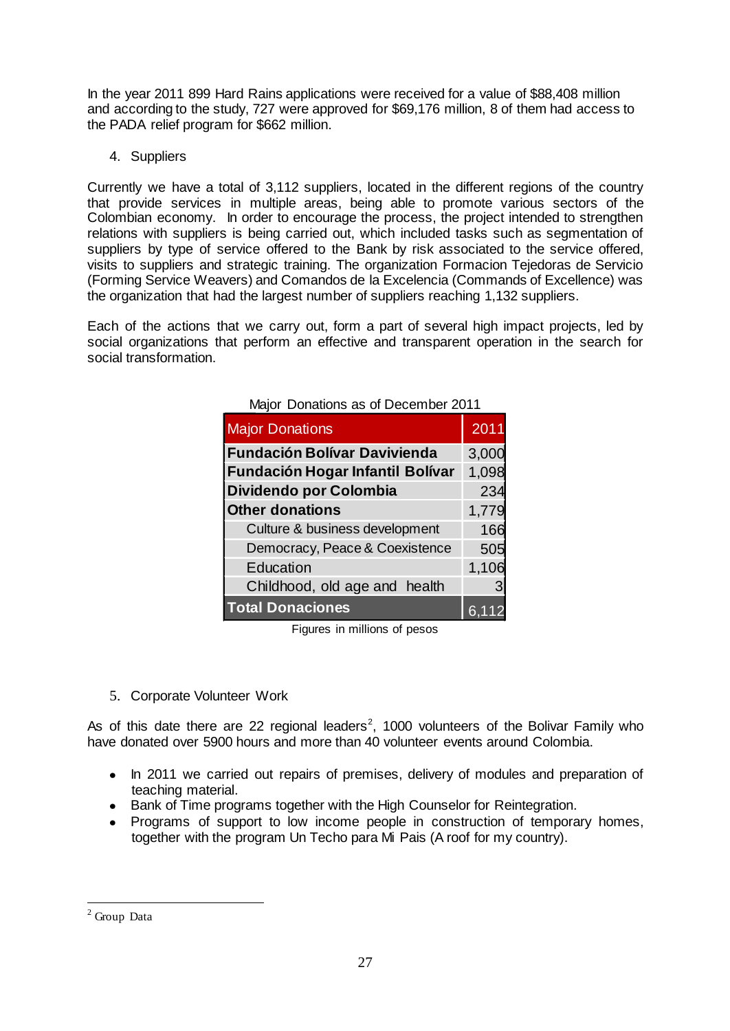In the year 2011 899 Hard Rains applications were received for a value of $88,408 million and according to the study, 727 were approved for $69,176 million, 8 of them had access to the PADA relief program for $662 million.

4. Suppliers

Currently we have a total of 3,112 suppliers, located in the different regions of the country that provide services in multiple areas, being able to promote various sectors of the Colombian economy. In order to encourage the process, the project intended to strengthen relations with suppliers is being carried out, which included tasks such as segmentation of suppliers by type of service offered to the Bank by risk associated to the service offered, visits to suppliers and strategic training. The organization Formacion Tejedoras de Servicio (Forming Service Weavers) and Comandos de la Excelencia (Commands of Excellence) was the organization that had the largest number of suppliers reaching 1,132 suppliers.

Each of the actions that we carry out, form a part of several high impact projects, led by social organizations that perform an effective and transparent operation in the search for social transformation.

Major Donations as of December 2011

| Major Donations | 2011 |
|---|---|
| **Fundación Bolívar Davivienda** | 3,000 |
| **Fundación Hogar Infantil Bolívar** | 1,098 |
| **Dividendo por Colombia** | 234 |
| **Other donations** | 1,779 |
| Culture & business development | 166 |
| Democracy, Peace & Coexistence | 505 |
| Education | 1,106 |
| Childhood, old age and health | 3 |
| **Total Donaciones** | 6,112 |

Figures in millions of pesos

5. Corporate Volunteer Work

As of this date there are 22 regional leaders[2], 1000 volunteers of the Bolivar Family who have donated over 5900 hours and more than 40 volunteer events around Colombia.

- In 2011 we carried out repairs of premises, delivery of modules and preparation of teaching material.
- Bank of Time programs together with the High Counselor for Reintegration.
- Programs of support to low income people in construction of temporary homes, together with the program Un Techo para Mi Pais (A roof for my country).

[2] Group Data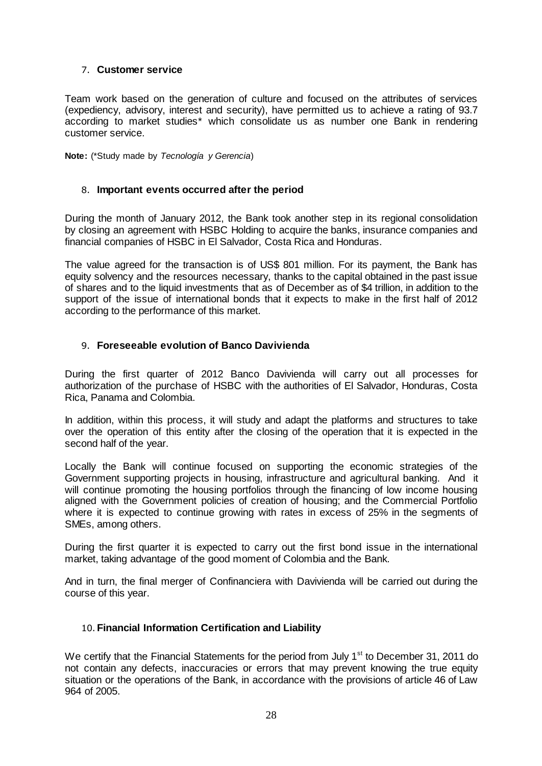## 7. **Customer service**

Team work based on the generation of culture and focused on the attributes of services (expediency, advisory, interest and security), have permitted us to achieve a rating of 93.7 according to market studies* which consolidate us as number one Bank in rendering customer service.

**Note:** (*Study made by *Tecnología y Gerencia*)

## 8. **Important events occurred after the period**

During the month of January 2012, the Bank took another step in its regional consolidation by closing an agreement with HSBC Holding to acquire the banks, insurance companies and financial companies of HSBC in El Salvador, Costa Rica and Honduras.

The value agreed for the transaction is of US$ 801 million. For its payment, the Bank has equity solvency and the resources necessary, thanks to the capital obtained in the past issue of shares and to the liquid investments that as of December as of $4 trillion, in addition to the support of the issue of international bonds that it expects to make in the first half of 2012 according to the performance of this market.

## 9. **Foreseeable evolution of Banco Davivienda**

During the first quarter of 2012 Banco Davivienda will carry out all processes for authorization of the purchase of HSBC with the authorities of El Salvador, Honduras, Costa Rica, Panama and Colombia.

In addition, within this process, it will study and adapt the platforms and structures to take over the operation of this entity after the closing of the operation that it is expected in the second half of the year.

Locally the Bank will continue focused on supporting the economic strategies of the Government supporting projects in housing, infrastructure and agricultural banking. And it will continue promoting the housing portfolios through the financing of low income housing aligned with the Government policies of creation of housing; and the Commercial Portfolio where it is expected to continue growing with rates in excess of 25% in the segments of SMEs, among others.

During the first quarter it is expected to carry out the first bond issue in the international market, taking advantage of the good moment of Colombia and the Bank.

And in turn, the final merger of Confinanciera with Davivienda will be carried out during the course of this year.

## 10. **Financial Information Certification and Liability**

We certify that the Financial Statements for the period from July 1st to December 31, 2011 do not contain any defects, inaccuracies or errors that may prevent knowing the true equity situation or the operations of the Bank, in accordance with the provisions of article 46 of Law 964 of 2005.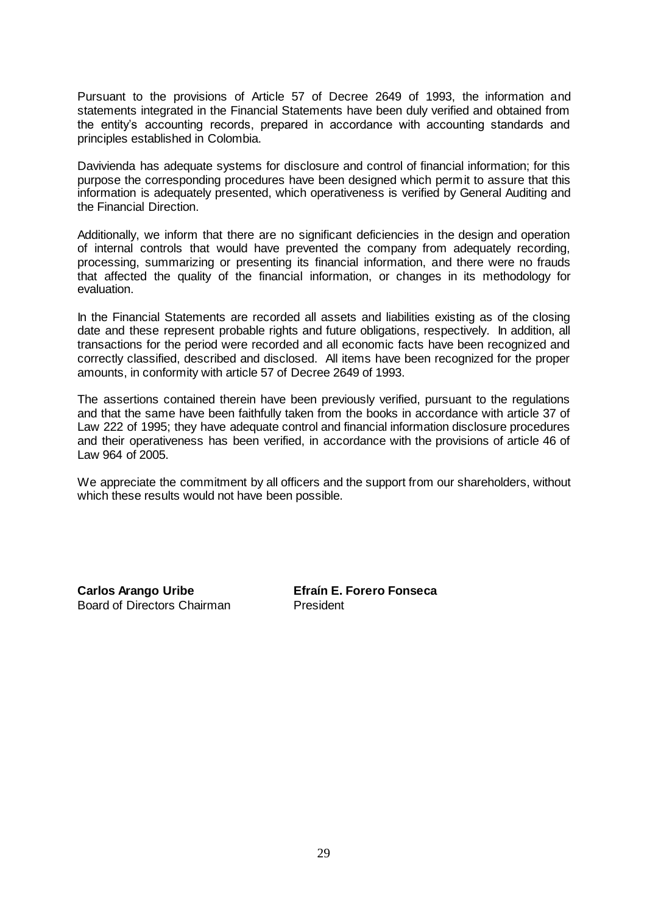Pursuant to the provisions of Article 57 of Decree 2649 of 1993, the information and statements integrated in the Financial Statements have been duly verified and obtained from the entity's accounting records, prepared in accordance with accounting standards and principles established in Colombia.

Davivienda has adequate systems for disclosure and control of financial information; for this purpose the corresponding procedures have been designed which permit to assure that this information is adequately presented, which operativeness is verified by General Auditing and the Financial Direction.

Additionally, we inform that there are no significant deficiencies in the design and operation of internal controls that would have prevented the company from adequately recording, processing, summarizing or presenting its financial information, and there were no frauds that affected the quality of the financial information, or changes in its methodology for evaluation.

In the Financial Statements are recorded all assets and liabilities existing as of the closing date and these represent probable rights and future obligations, respectively. In addition, all transactions for the period were recorded and all economic facts have been recognized and correctly classified, described and disclosed. All items have been recognized for the proper amounts, in conformity with article 57 of Decree 2649 of 1993.

The assertions contained therein have been previously verified, pursuant to the regulations and that the same have been faithfully taken from the books in accordance with article 37 of Law 222 of 1995; they have adequate control and financial information disclosure procedures and their operativeness has been verified, in accordance with the provisions of article 46 of Law 964 of 2005.

We appreciate the commitment by all officers and the support from our shareholders, without which these results would not have been possible.

**Carlos Arango Uribe**
Board of Directors Chairman

**Efraín E. Forero Fonseca**
President